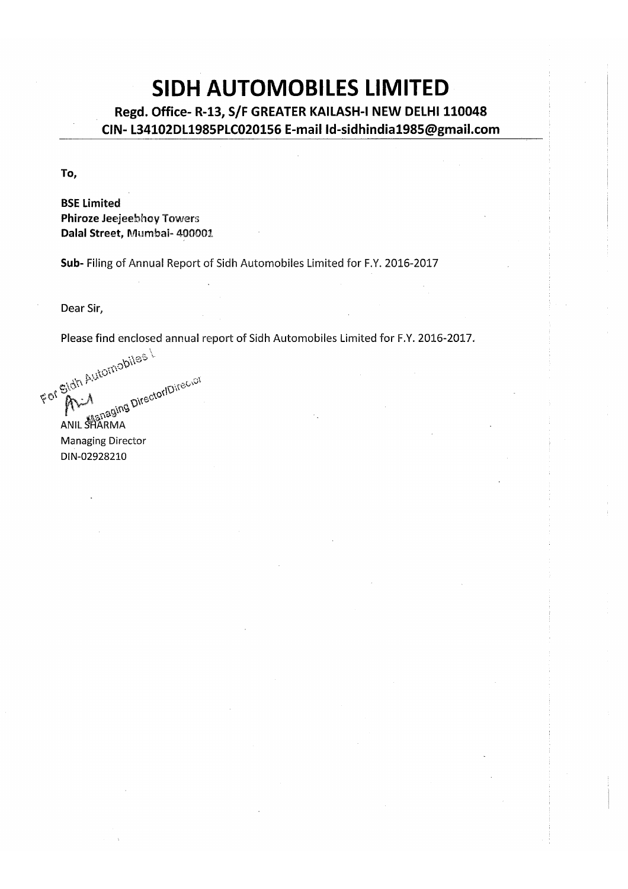# SIDH AUTOMOBILES LIMITED

**Regd. Office- R-13, S/F GREATER KAILASH-I NEW DELHI 110048**
**CIN- L34102DL1985PLC020156 E-mail Id-sidhindia1985@gmail.com**

---

**To,**

**BSE Limited**
**Phiroze Jeejeebhoy Towers**
**Dalal Street, Mumbai- 400001**

**Sub-** Filing of Annual Report of Sidh Automobiles Limited for F.Y. 2016-2017

Dear Sir,

Please find enclosed annual report of Sidh Automobiles Limited for F.Y. 2016-2017.

For Sidh Automobiles Ltd.

Managing Director/Director

ANIL SHARMA
Managing Director
DIN-02928210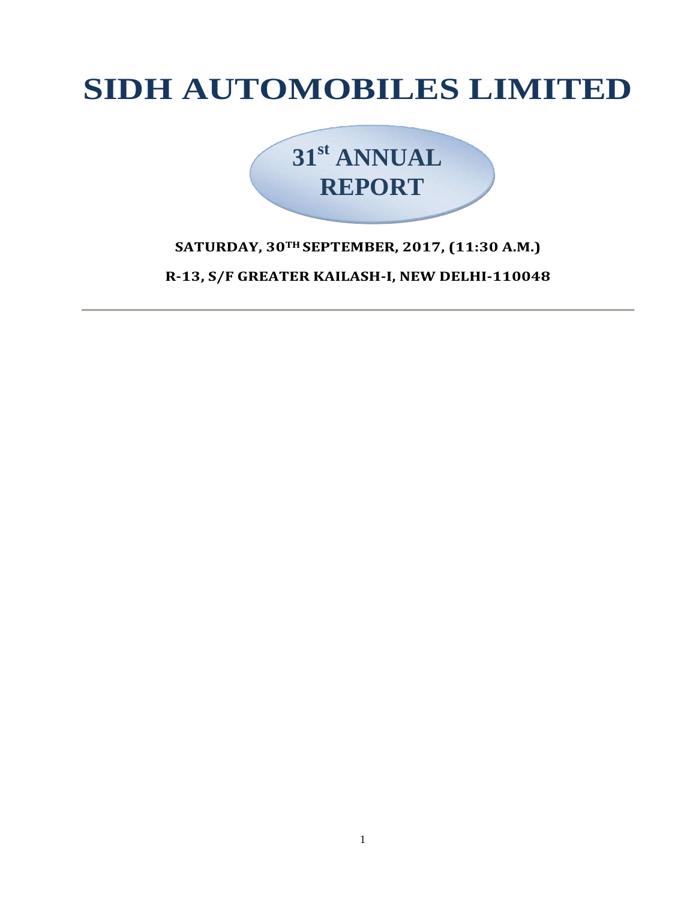# SIDH AUTOMOBILES LIMITED

## $31^{st}$ ANNUAL REPORT

**SATURDAY, $30^{TH}$ SEPTEMBER, 2017, (11:30 A.M.)**

**R-13, S/F GREATER KAILASH-I, NEW DELHI-110048**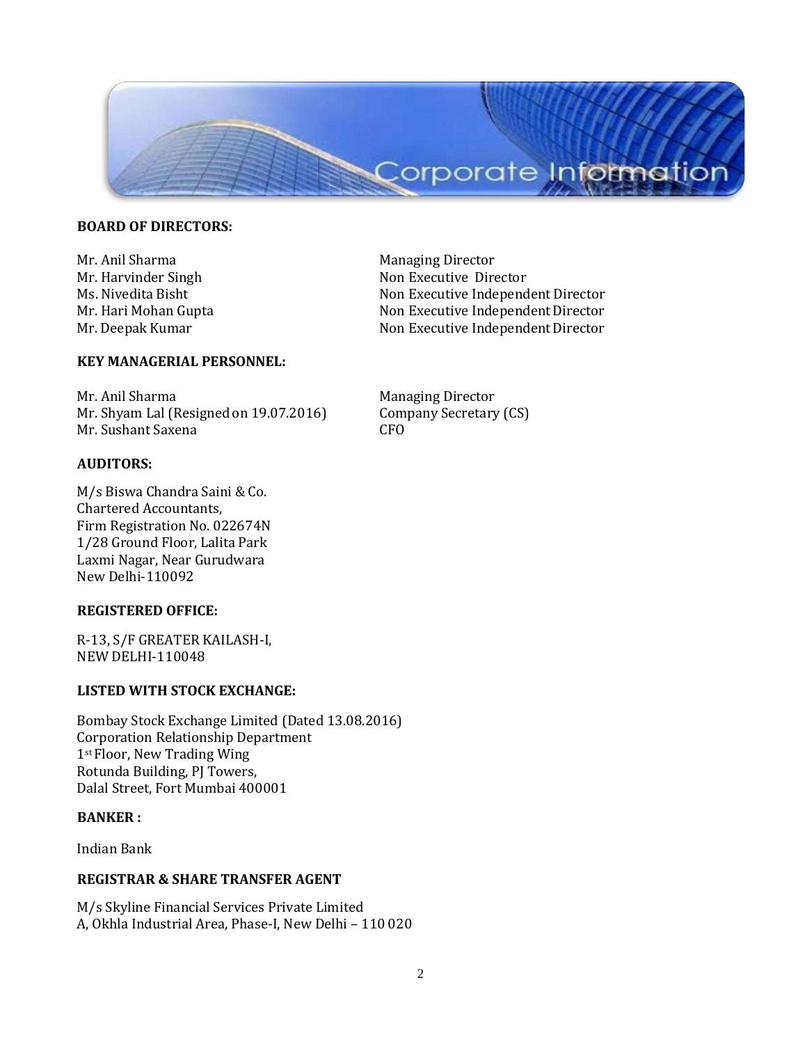# Corporate Information

**BOARD OF DIRECTORS:**

| | |
|---|---|
| Mr. Anil Sharma | Managing Director |
| Mr. Harvinder Singh | Non Executive Director |
| Ms. Nivedita Bisht | Non Executive Independent Director |
| Mr. Hari Mohan Gupta | Non Executive Independent Director |
| Mr. Deepak Kumar | Non Executive Independent Director |

**KEY MANAGERIAL PERSONNEL:**

| | |
|---|---|
| Mr. Anil Sharma | Managing Director |
| Mr. Shyam Lal (Resigned on 19.07.2016) | Company Secretary (CS) |
| Mr. Sushant Saxena | CFO |

**AUDITORS:**

M/s Biswa Chandra Saini & Co.
Chartered Accountants,
Firm Registration No. 022674N
1/28 Ground Floor, Lalita Park
Laxmi Nagar, Near Gurudwara
New Delhi-110092

**REGISTERED OFFICE:**

R-13, S/F GREATER KAILASH-I,
NEW DELHI-110048

**LISTED WITH STOCK EXCHANGE:**

Bombay Stock Exchange Limited (Dated 13.08.2016)
Corporation Relationship Department
1st Floor, New Trading Wing
Rotunda Building, PJ Towers,
Dalal Street, Fort Mumbai 400001

**BANKER :**

Indian Bank

**REGISTRAR & SHARE TRANSFER AGENT**

M/s Skyline Financial Services Private Limited
A, Okhla Industrial Area, Phase-I, New Delhi – 110 020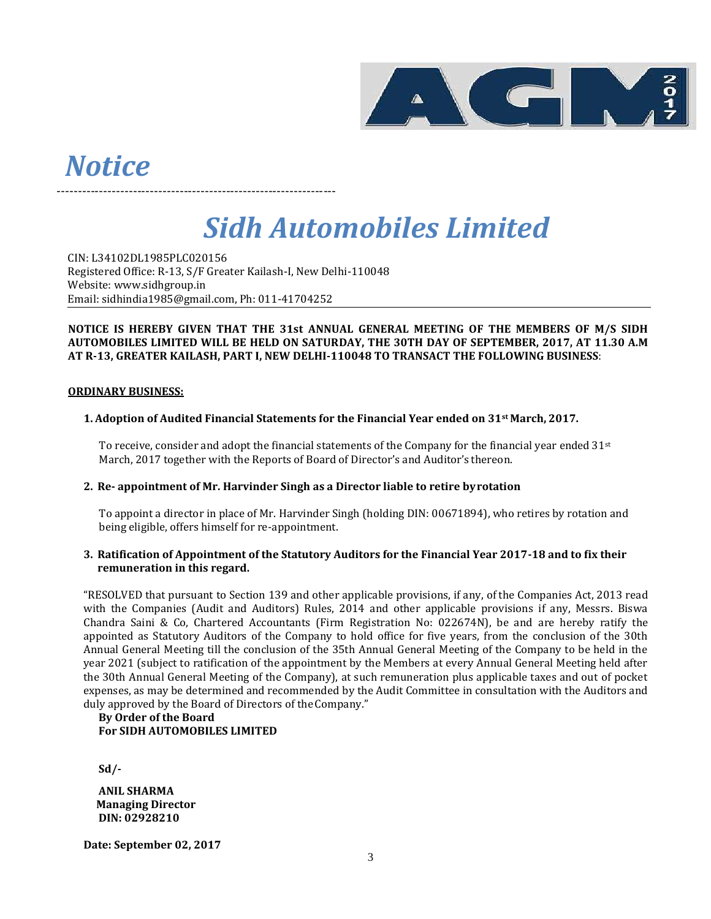# *Notice*

## *Sidh Automobiles Limited*

CIN: L34102DL1985PLC020156
Registered Office: R-13, S/F Greater Kailash-I, New Delhi-110048
Website: www.sidhgroup.in
Email: sidhindia1985@gmail.com, Ph: 011-41704252

**NOTICE IS HEREBY GIVEN THAT THE 31st ANNUAL GENERAL MEETING OF THE MEMBERS OF M/S SIDH AUTOMOBILES LIMITED WILL BE HELD ON SATURDAY, THE 30TH DAY OF SEPTEMBER, 2017, AT 11.30 A.M AT R-13, GREATER KAILASH, PART I, NEW DELHI-110048 TO TRANSACT THE FOLLOWING BUSINESS**:

**ORDINARY BUSINESS:**

**1. Adoption of Audited Financial Statements for the Financial Year ended on 31st March, 2017.**

To receive, consider and adopt the financial statements of the Company for the financial year ended 31st March, 2017 together with the Reports of Board of Director's and Auditor's thereon.

**2. Re- appointment of Mr. Harvinder Singh as a Director liable to retire by rotation**

To appoint a director in place of Mr. Harvinder Singh (holding DIN: 00671894), who retires by rotation and being eligible, offers himself for re-appointment.

**3. Ratification of Appointment of the Statutory Auditors for the Financial Year 2017-18 and to fix their remuneration in this regard.**

"RESOLVED that pursuant to Section 139 and other applicable provisions, if any, of the Companies Act, 2013 read with the Companies (Audit and Auditors) Rules, 2014 and other applicable provisions if any, Messrs. Biswa Chandra Saini & Co, Chartered Accountants (Firm Registration No: 022674N), be and are hereby ratify the appointed as Statutory Auditors of the Company to hold office for five years, from the conclusion of the 30th Annual General Meeting till the conclusion of the 35th Annual General Meeting of the Company to be held in the year 2021 (subject to ratification of the appointment by the Members at every Annual General Meeting held after the 30th Annual General Meeting of the Company), at such remuneration plus applicable taxes and out of pocket expenses, as may be determined and recommended by the Audit Committee in consultation with the Auditors and duly approved by the Board of Directors of the Company."

**By Order of the Board**
**For SIDH AUTOMOBILES LIMITED**

**Sd/-**

**ANIL SHARMA**
**Managing Director**
**DIN: 02928210**

**Date: September 02, 2017**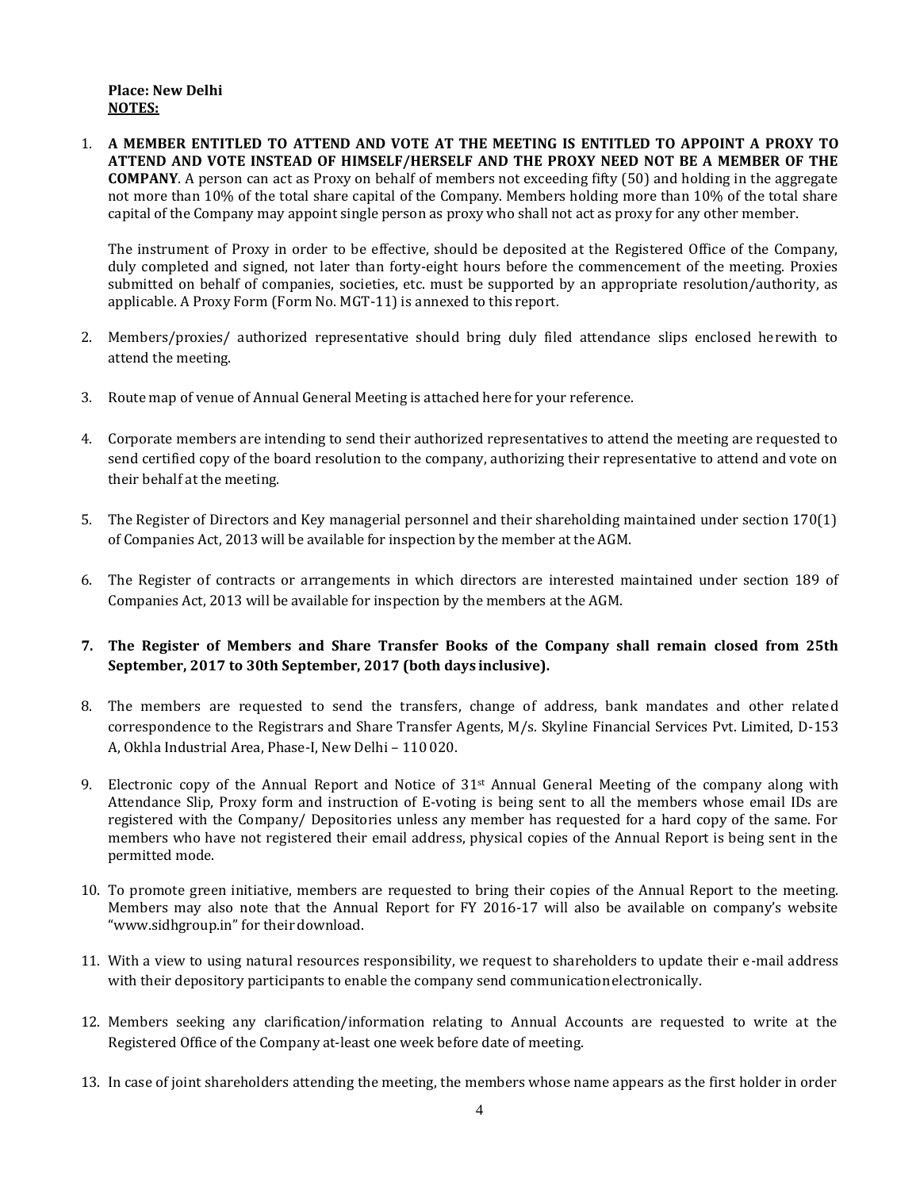**Place: New Delhi**
**NOTES:**

1. **A MEMBER ENTITLED TO ATTEND AND VOTE AT THE MEETING IS ENTITLED TO APPOINT A PROXY TO ATTEND AND VOTE INSTEAD OF HIMSELF/HERSELF AND THE PROXY NEED NOT BE A MEMBER OF THE COMPANY**. A person can act as Proxy on behalf of members not exceeding fifty (50) and holding in the aggregate not more than 10% of the total share capital of the Company. Members holding more than 10% of the total share capital of the Company may appoint single person as proxy who shall not act as proxy for any other member.

   The instrument of Proxy in order to be effective, should be deposited at the Registered Office of the Company, duly completed and signed, not later than forty-eight hours before the commencement of the meeting. Proxies submitted on behalf of companies, societies, etc. must be supported by an appropriate resolution/authority, as applicable. A Proxy Form (Form No. MGT-11) is annexed to this report.

2. Members/proxies/ authorized representative should bring duly filed attendance slips enclosed herewith to attend the meeting.

3. Route map of venue of Annual General Meeting is attached here for your reference.

4. Corporate members are intending to send their authorized representatives to attend the meeting are requested to send certified copy of the board resolution to the company, authorizing their representative to attend and vote on their behalf at the meeting.

5. The Register of Directors and Key managerial personnel and their shareholding maintained under section 170(1) of Companies Act, 2013 will be available for inspection by the member at the AGM.

6. The Register of contracts or arrangements in which directors are interested maintained under section 189 of Companies Act, 2013 will be available for inspection by the members at the AGM.

7. **The Register of Members and Share Transfer Books of the Company shall remain closed from 25th September, 2017 to 30th September, 2017 (both days inclusive).**

8. The members are requested to send the transfers, change of address, bank mandates and other related correspondence to the Registrars and Share Transfer Agents, M/s. Skyline Financial Services Pvt. Limited, D-153 A, Okhla Industrial Area, Phase-I, New Delhi – 110 020.

9. Electronic copy of the Annual Report and Notice of 31st Annual General Meeting of the company along with Attendance Slip, Proxy form and instruction of E-voting is being sent to all the members whose email IDs are registered with the Company/ Depositories unless any member has requested for a hard copy of the same. For members who have not registered their email address, physical copies of the Annual Report is being sent in the permitted mode.

10. To promote green initiative, members are requested to bring their copies of the Annual Report to the meeting. Members may also note that the Annual Report for FY 2016-17 will also be available on company's website "www.sidhgroup.in" for their download.

11. With a view to using natural resources responsibility, we request to shareholders to update their e-mail address with their depository participants to enable the company send communication electronically.

12. Members seeking any clarification/information relating to Annual Accounts are requested to write at the Registered Office of the Company at-least one week before date of meeting.

13. In case of joint shareholders attending the meeting, the members whose name appears as the first holder in order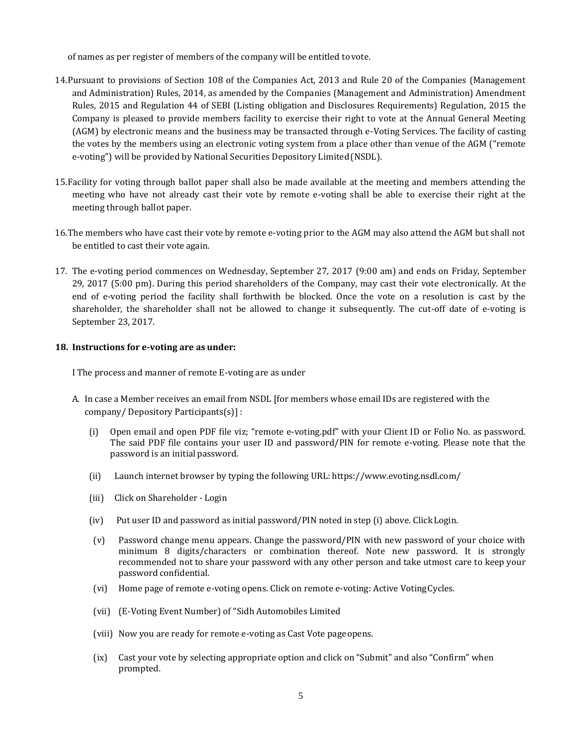of names as per register of members of the company will be entitled to vote.

14. Pursuant to provisions of Section 108 of the Companies Act, 2013 and Rule 20 of the Companies (Management and Administration) Rules, 2014, as amended by the Companies (Management and Administration) Amendment Rules, 2015 and Regulation 44 of SEBI (Listing obligation and Disclosures Requirements) Regulation, 2015 the Company is pleased to provide members facility to exercise their right to vote at the Annual General Meeting (AGM) by electronic means and the business may be transacted through e-Voting Services. The facility of casting the votes by the members using an electronic voting system from a place other than venue of the AGM ("remote e-voting") will be provided by National Securities Depository Limited (NSDL).

15. Facility for voting through ballot paper shall also be made available at the meeting and members attending the meeting who have not already cast their vote by remote e-voting shall be able to exercise their right at the meeting through ballot paper.

16. The members who have cast their vote by remote e-voting prior to the AGM may also attend the AGM but shall not be entitled to cast their vote again.

17. The e-voting period commences on Wednesday, September 27, 2017 (9:00 am) and ends on Friday, September 29, 2017 (5:00 pm). During this period shareholders of the Company, may cast their vote electronically. At the end of e-voting period the facility shall forthwith be blocked. Once the vote on a resolution is cast by the shareholder, the shareholder shall not be allowed to change it subsequently. The cut-off date of e-voting is September 23, 2017.

**18. Instructions for e-voting are as under:**

I The process and manner of remote E-voting are as under

A. In case a Member receives an email from NSDL [for members whose email IDs are registered with the company/ Depository Participants(s)] :

   (i) Open email and open PDF file viz; "remote e-voting.pdf" with your Client ID or Folio No. as password. The said PDF file contains your user ID and password/PIN for remote e-voting. Please note that the password is an initial password.

   (ii) Launch internet browser by typing the following URL: https://www.evoting.nsdl.com/

   (iii) Click on Shareholder - Login

   (iv) Put user ID and password as initial password/PIN noted in step (i) above. Click Login.

   (v) Password change menu appears. Change the password/PIN with new password of your choice with minimum 8 digits/characters or combination thereof. Note new password. It is strongly recommended not to share your password with any other person and take utmost care to keep your password confidential.

   (vi) Home page of remote e-voting opens. Click on remote e-voting: Active Voting Cycles.

   (vii) (E-Voting Event Number) of "Sidh Automobiles Limited

   (viii) Now you are ready for remote e-voting as Cast Vote page opens.

   (ix) Cast your vote by selecting appropriate option and click on "Submit" and also "Confirm" when prompted.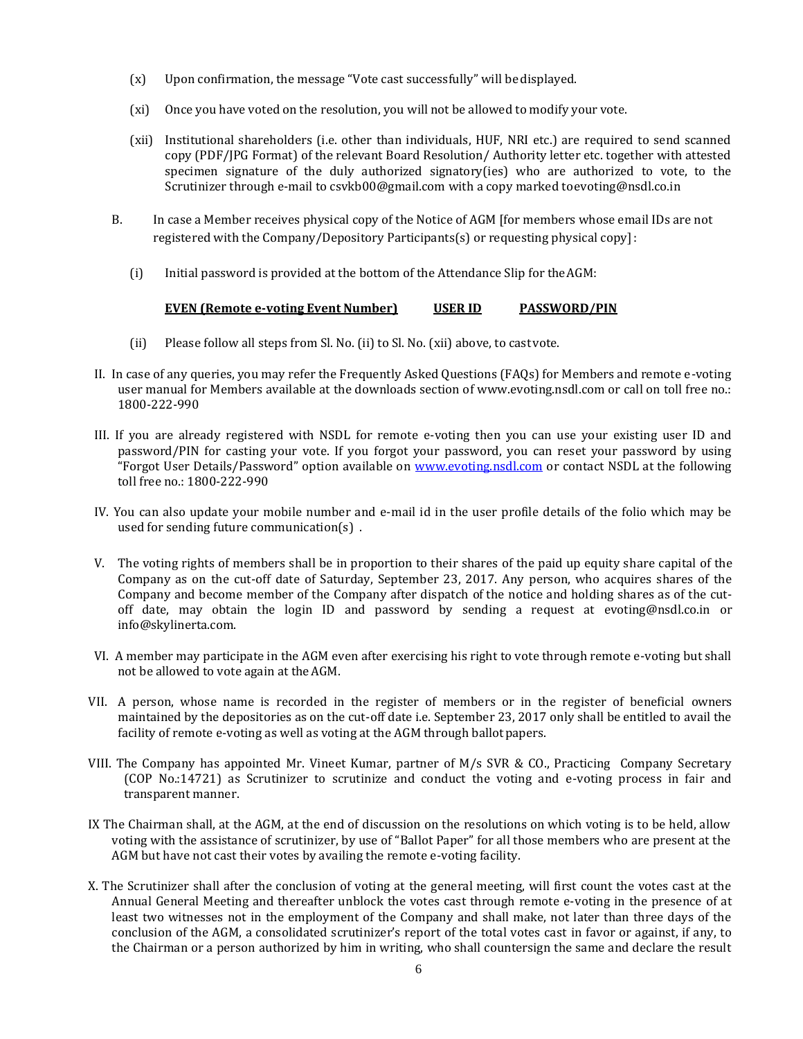(x) Upon confirmation, the message “Vote cast successfully” will be displayed.

(xi) Once you have voted on the resolution, you will not be allowed to modify your vote.

(xii) Institutional shareholders (i.e. other than individuals, HUF, NRI etc.) are required to send scanned copy (PDF/JPG Format) of the relevant Board Resolution/ Authority letter etc. together with attested specimen signature of the duly authorized signatory(ies) who are authorized to vote, to the Scrutinizer through e-mail to csvkb00@gmail.com with a copy marked to evoting@nsdl.co.in

B. In case a Member receives physical copy of the Notice of AGM [for members whose email IDs are not registered with the Company/Depository Participants(s) or requesting physical copy] :

(i) Initial password is provided at the bottom of the Attendance Slip for the AGM:

| EVEN (Remote e-voting Event Number) | USER ID | PASSWORD/PIN |
|---|---|---|

(ii) Please follow all steps from Sl. No. (ii) to Sl. No. (xii) above, to cast vote.

II. In case of any queries, you may refer the Frequently Asked Questions (FAQs) for Members and remote e-voting user manual for Members available at the downloads section of www.evoting.nsdl.com or call on toll free no.: 1800-222-990

III. If you are already registered with NSDL for remote e-voting then you can use your existing user ID and password/PIN for casting your vote. If you forgot your password, you can reset your password by using “Forgot User Details/Password” option available on www.evoting.nsdl.com or contact NSDL at the following toll free no.: 1800-222-990

IV. You can also update your mobile number and e-mail id in the user profile details of the folio which may be used for sending future communication(s) .

V. The voting rights of members shall be in proportion to their shares of the paid up equity share capital of the Company as on the cut-off date of Saturday, September 23, 2017. Any person, who acquires shares of the Company and become member of the Company after dispatch of the notice and holding shares as of the cut-off date, may obtain the login ID and password by sending a request at evoting@nsdl.co.in or info@skylinerta.com.

VI. A member may participate in the AGM even after exercising his right to vote through remote e-voting but shall not be allowed to vote again at the AGM.

VII. A person, whose name is recorded in the register of members or in the register of beneficial owners maintained by the depositories as on the cut-off date i.e. September 23, 2017 only shall be entitled to avail the facility of remote e-voting as well as voting at the AGM through ballot papers.

VIII. The Company has appointed Mr. Vineet Kumar, partner of M/s SVR & CO., Practicing Company Secretary (COP No.:14721) as Scrutinizer to scrutinize and conduct the voting and e-voting process in fair and transparent manner.

IX The Chairman shall, at the AGM, at the end of discussion on the resolutions on which voting is to be held, allow voting with the assistance of scrutinizer, by use of “Ballot Paper” for all those members who are present at the AGM but have not cast their votes by availing the remote e-voting facility.

X. The Scrutinizer shall after the conclusion of voting at the general meeting, will first count the votes cast at the Annual General Meeting and thereafter unblock the votes cast through remote e-voting in the presence of at least two witnesses not in the employment of the Company and shall make, not later than three days of the conclusion of the AGM, a consolidated scrutinizer’s report of the total votes cast in favor or against, if any, to the Chairman or a person authorized by him in writing, who shall countersign the same and declare the result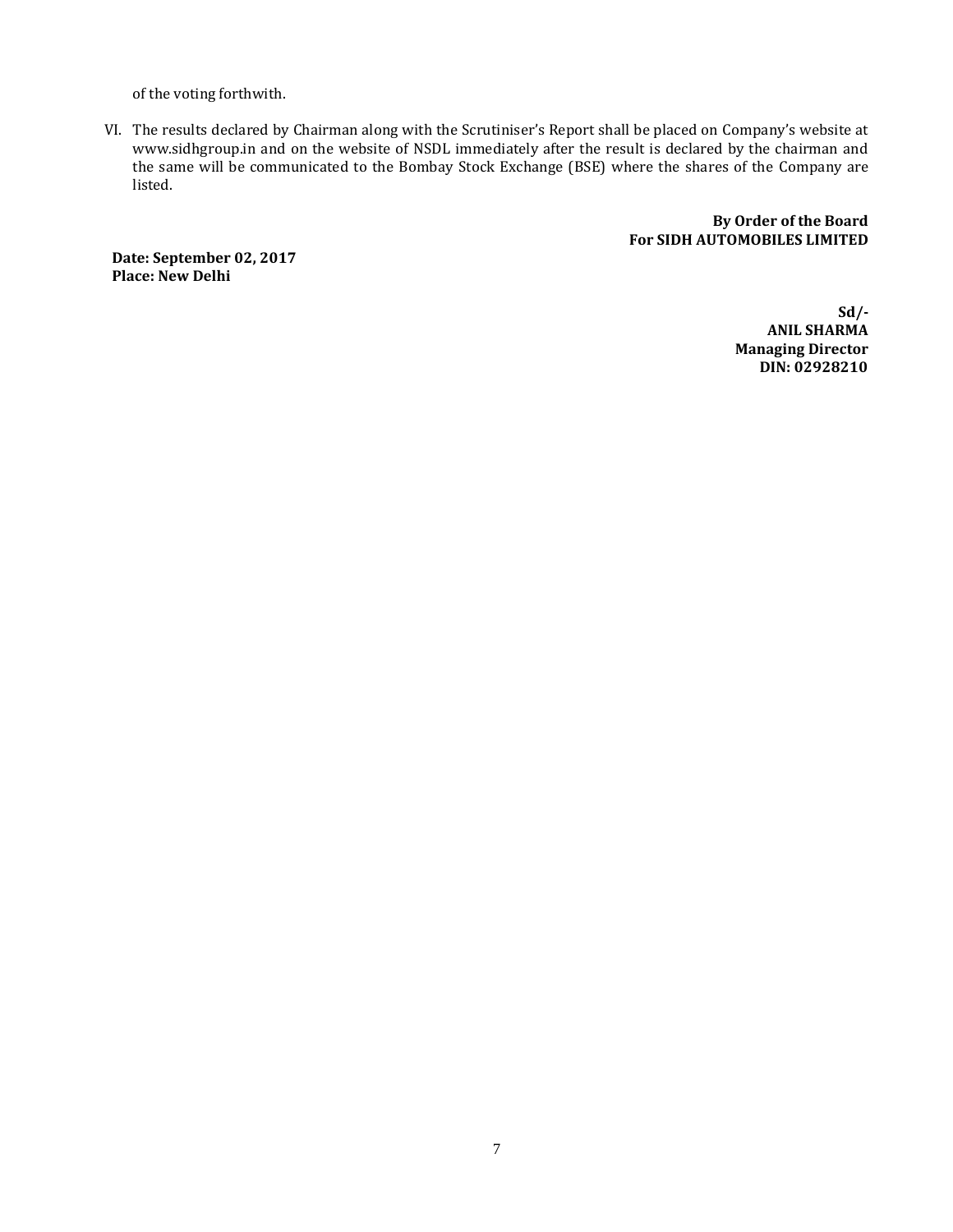of the voting forthwith.

VI. The results declared by Chairman along with the Scrutiniser's Report shall be placed on Company's website at www.sidhgroup.in and on the website of NSDL immediately after the result is declared by the chairman and the same will be communicated to the Bombay Stock Exchange (BSE) where the shares of the Company are listed.

**By Order of the Board**
**For SIDH AUTOMOBILES LIMITED**

**Date: September 02, 2017**
**Place: New Delhi**

**Sd/-**
**ANIL SHARMA**
**Managing Director**
**DIN: 02928210**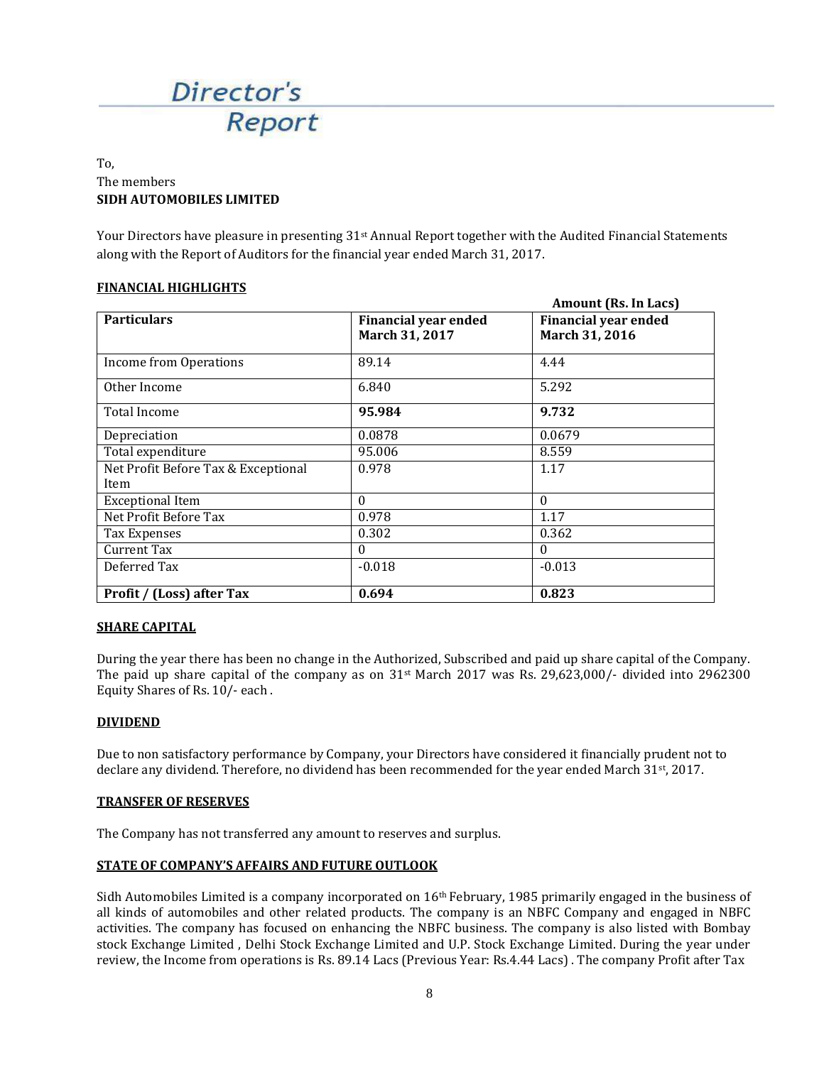# Director's Report

To,
The members
**SIDH AUTOMOBILES LIMITED**

Your Directors have pleasure in presenting 31st Annual Report together with the Audited Financial Statements along with the Report of Auditors for the financial year ended March 31, 2017.

## FINANCIAL HIGHLIGHTS

**Amount (Rs. In Lacs)**

| **Particulars** | **Financial year ended March 31, 2017** | **Financial year ended March 31, 2016** |
|---|---|---|
| Income from Operations | 89.14 | 4.44 |
| Other Income | 6.840 | 5.292 |
| Total Income | **95.984** | **9.732** |
| Depreciation | 0.0878 | 0.0679 |
| Total expenditure | 95.006 | 8.559 |
| Net Profit Before Tax & Exceptional Item | 0.978 | 1.17 |
| Exceptional Item | 0 | 0 |
| Net Profit Before Tax | 0.978 | 1.17 |
| Tax Expenses | 0.302 | 0.362 |
| Current Tax | 0 | 0 |
| Deferred Tax | -0.018 | -0.013 |
| **Profit / (Loss) after Tax** | **0.694** | **0.823** |

## SHARE CAPITAL

During the year there has been no change in the Authorized, Subscribed and paid up share capital of the Company. The paid up share capital of the company as on 31st March 2017 was Rs. 29,623,000/- divided into 2962300 Equity Shares of Rs. 10/- each .

## DIVIDEND

Due to non satisfactory performance by Company, your Directors have considered it financially prudent not to declare any dividend. Therefore, no dividend has been recommended for the year ended March 31st, 2017.

## TRANSFER OF RESERVES

The Company has not transferred any amount to reserves and surplus.

## STATE OF COMPANY'S AFFAIRS AND FUTURE OUTLOOK

Sidh Automobiles Limited is a company incorporated on 16th February, 1985 primarily engaged in the business of all kinds of automobiles and other related products. The company is an NBFC Company and engaged in NBFC activities. The company has focused on enhancing the NBFC business. The company is also listed with Bombay stock Exchange Limited , Delhi Stock Exchange Limited and U.P. Stock Exchange Limited. During the year under review, the Income from operations is Rs. 89.14 Lacs (Previous Year: Rs.4.44 Lacs) . The company Profit after Tax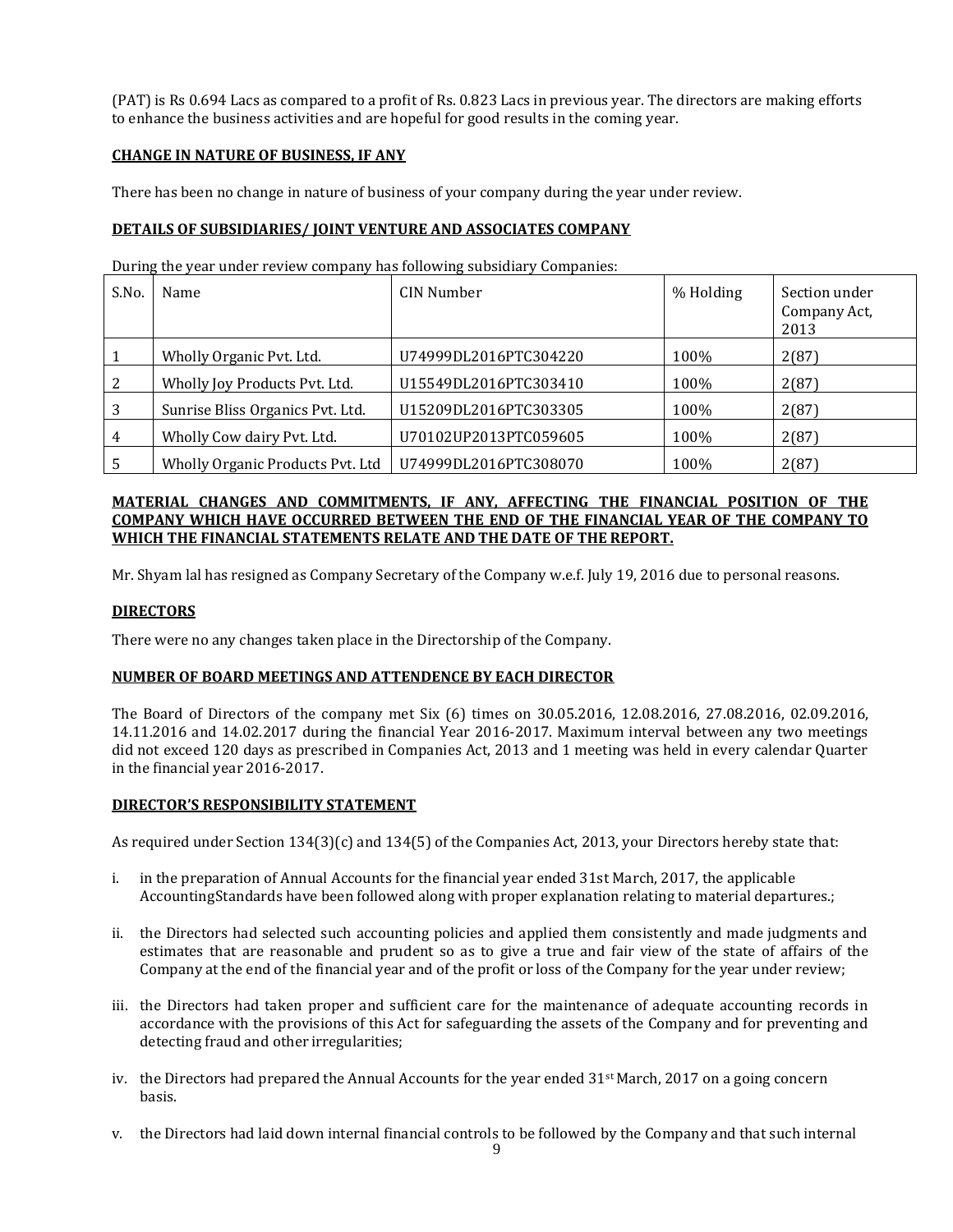(PAT) is Rs 0.694 Lacs as compared to a profit of Rs. 0.823 Lacs in previous year. The directors are making efforts to enhance the business activities and are hopeful for good results in the coming year.

## CHANGE IN NATURE OF BUSINESS, IF ANY

There has been no change in nature of business of your company during the year under review.

## DETAILS OF SUBSIDIARIES/ JOINT VENTURE AND ASSOCIATES COMPANY

During the year under review company has following subsidiary Companies:

| S.No. | Name | CIN Number | % Holding | Section under Company Act, 2013 |
|---|---|---|---|---|
| 1 | Wholly Organic Pvt. Ltd. | U74999DL2016PTC304220 | 100% | 2(87) |
| 2 | Wholly Joy Products Pvt. Ltd. | U15549DL2016PTC303410 | 100% | 2(87) |
| 3 | Sunrise Bliss Organics Pvt. Ltd. | U15209DL2016PTC303305 | 100% | 2(87) |
| 4 | Wholly Cow dairy Pvt. Ltd. | U70102UP2013PTC059605 | 100% | 2(87) |
| 5 | Wholly Organic Products Pvt. Ltd | U74999DL2016PTC308070 | 100% | 2(87) |

## MATERIAL CHANGES AND COMMITMENTS, IF ANY, AFFECTING THE FINANCIAL POSITION OF THE COMPANY WHICH HAVE OCCURRED BETWEEN THE END OF THE FINANCIAL YEAR OF THE COMPANY TO WHICH THE FINANCIAL STATEMENTS RELATE AND THE DATE OF THE REPORT.

Mr. Shyam lal has resigned as Company Secretary of the Company w.e.f. July 19, 2016 due to personal reasons.

## DIRECTORS

There were no any changes taken place in the Directorship of the Company.

## NUMBER OF BOARD MEETINGS AND ATTENDENCE BY EACH DIRECTOR

The Board of Directors of the company met Six (6) times on 30.05.2016, 12.08.2016, 27.08.2016, 02.09.2016, 14.11.2016 and 14.02.2017 during the financial Year 2016-2017. Maximum interval between any two meetings did not exceed 120 days as prescribed in Companies Act, 2013 and 1 meeting was held in every calendar Quarter in the financial year 2016-2017.

## DIRECTOR'S RESPONSIBILITY STATEMENT

As required under Section 134(3)(c) and 134(5) of the Companies Act, 2013, your Directors hereby state that:

i. in the preparation of Annual Accounts for the financial year ended 31st March, 2017, the applicable AccountingStandards have been followed along with proper explanation relating to material departures.;

ii. the Directors had selected such accounting policies and applied them consistently and made judgments and estimates that are reasonable and prudent so as to give a true and fair view of the state of affairs of the Company at the end of the financial year and of the profit or loss of the Company for the year under review;

iii. the Directors had taken proper and sufficient care for the maintenance of adequate accounting records in accordance with the provisions of this Act for safeguarding the assets of the Company and for preventing and detecting fraud and other irregularities;

iv. the Directors had prepared the Annual Accounts for the year ended 31st March, 2017 on a going concern basis.

v. the Directors had laid down internal financial controls to be followed by the Company and that such internal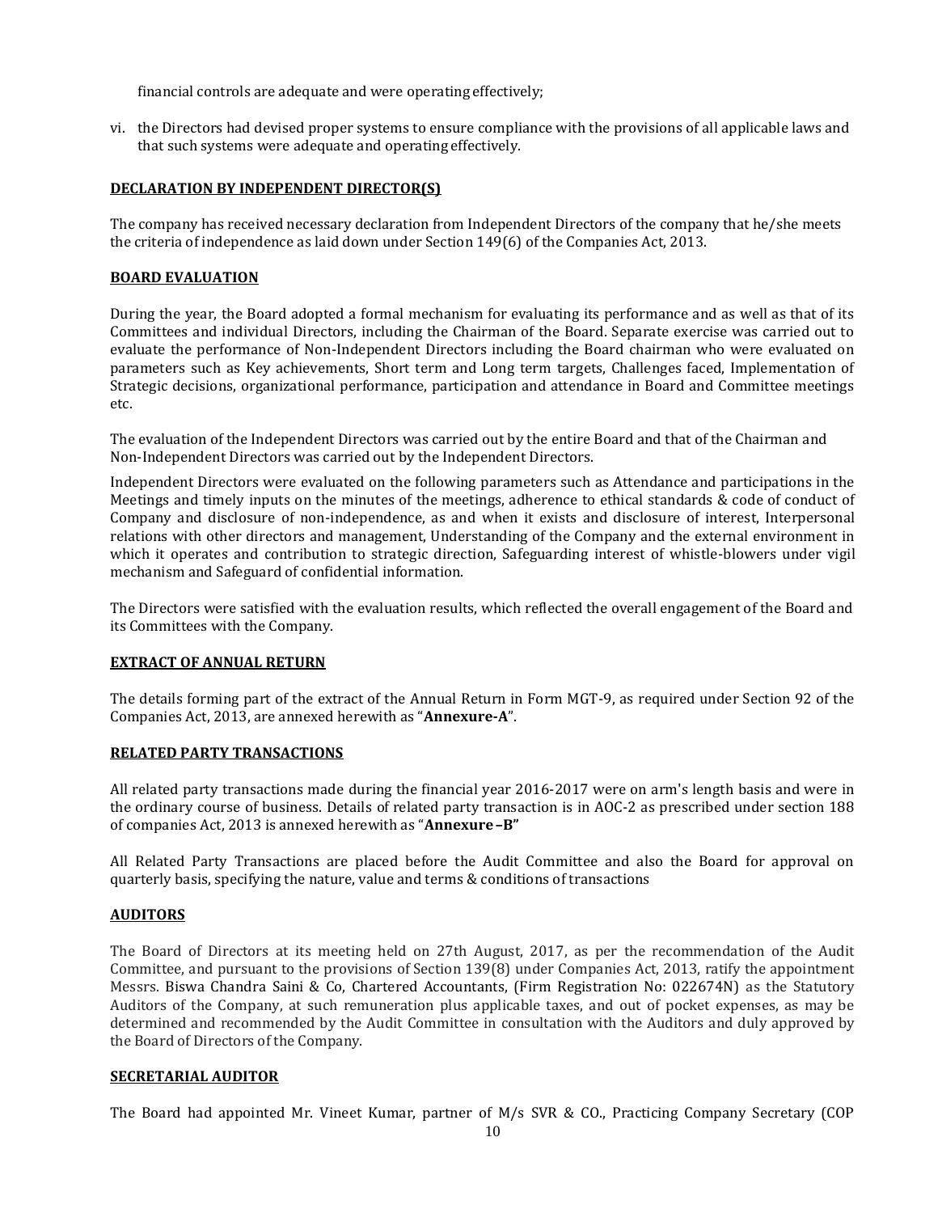financial controls are adequate and were operating effectively;

vi. the Directors had devised proper systems to ensure compliance with the provisions of all applicable laws and that such systems were adequate and operating effectively.

## DECLARATION BY INDEPENDENT DIRECTOR(S)

The company has received necessary declaration from Independent Directors of the company that he/she meets the criteria of independence as laid down under Section 149(6) of the Companies Act, 2013.

## BOARD EVALUATION

During the year, the Board adopted a formal mechanism for evaluating its performance and as well as that of its Committees and individual Directors, including the Chairman of the Board. Separate exercise was carried out to evaluate the performance of Non-Independent Directors including the Board chairman who were evaluated on parameters such as Key achievements, Short term and Long term targets, Challenges faced, Implementation of Strategic decisions, organizational performance, participation and attendance in Board and Committee meetings etc.

The evaluation of the Independent Directors was carried out by the entire Board and that of the Chairman and Non-Independent Directors was carried out by the Independent Directors.

Independent Directors were evaluated on the following parameters such as Attendance and participations in the Meetings and timely inputs on the minutes of the meetings, adherence to ethical standards & code of conduct of Company and disclosure of non-independence, as and when it exists and disclosure of interest, Interpersonal relations with other directors and management, Understanding of the Company and the external environment in which it operates and contribution to strategic direction, Safeguarding interest of whistle-blowers under vigil mechanism and Safeguard of confidential information.

The Directors were satisfied with the evaluation results, which reflected the overall engagement of the Board and its Committees with the Company.

## EXTRACT OF ANNUAL RETURN

The details forming part of the extract of the Annual Return in Form MGT-9, as required under Section 92 of the Companies Act, 2013, are annexed herewith as "**Annexure-A**".

## RELATED PARTY TRANSACTIONS

All related party transactions made during the financial year 2016-2017 were on arm's length basis and were in the ordinary course of business. Details of related party transaction is in AOC-2 as prescribed under section 188 of companies Act, 2013 is annexed herewith as "**Annexure –B"**

All Related Party Transactions are placed before the Audit Committee and also the Board for approval on quarterly basis, specifying the nature, value and terms & conditions of transactions

## AUDITORS

The Board of Directors at its meeting held on 27th August, 2017, as per the recommendation of the Audit Committee, and pursuant to the provisions of Section 139(8) under Companies Act, 2013, ratify the appointment Messrs. Biswa Chandra Saini & Co, Chartered Accountants, (Firm Registration No: 022674N) as the Statutory Auditors of the Company, at such remuneration plus applicable taxes, and out of pocket expenses, as may be determined and recommended by the Audit Committee in consultation with the Auditors and duly approved by the Board of Directors of the Company.

## SECRETARIAL AUDITOR

The Board had appointed Mr. Vineet Kumar, partner of M/s SVR & CO., Practicing Company Secretary (COP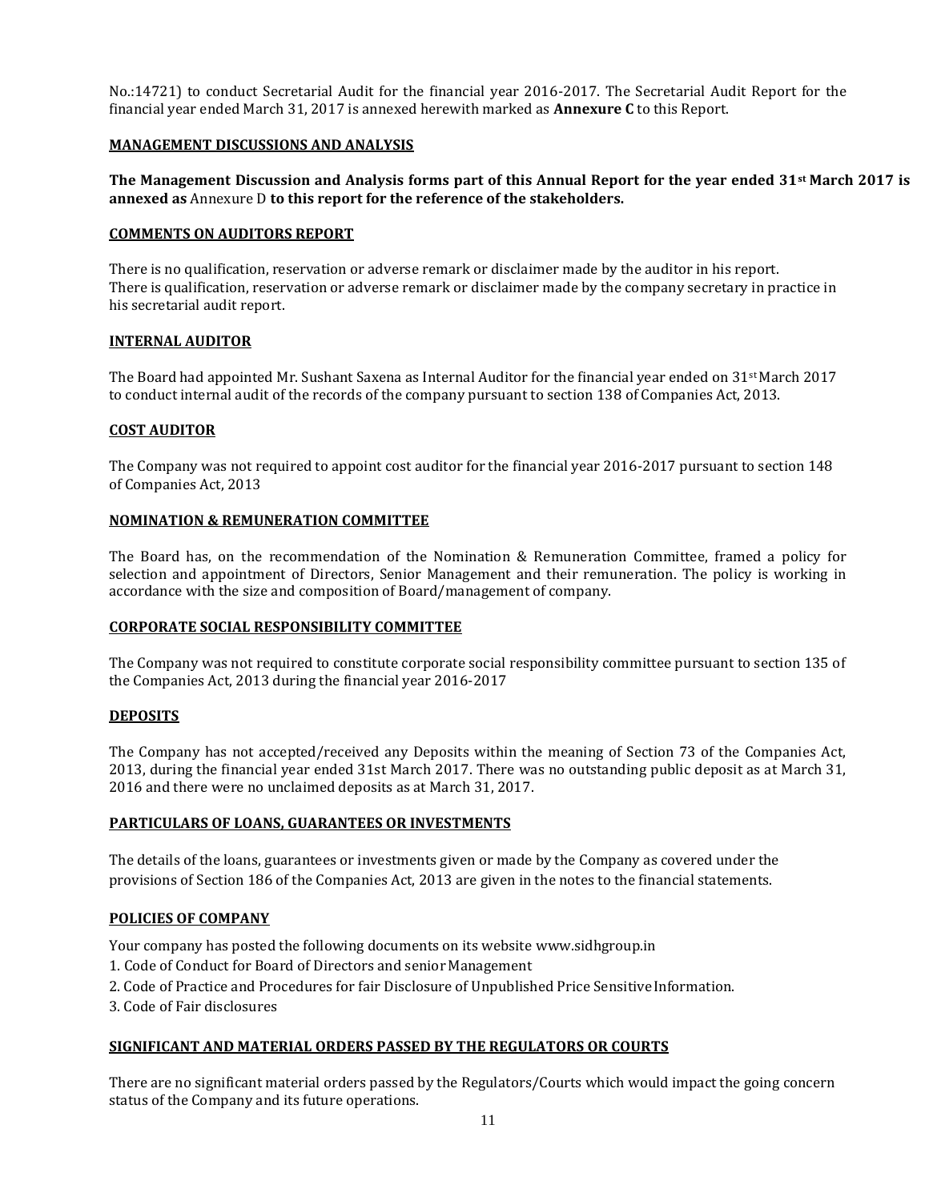No.:14721) to conduct Secretarial Audit for the financial year 2016-2017. The Secretarial Audit Report for the financial year ended March 31, 2017 is annexed herewith marked as **Annexure C** to this Report.

## MANAGEMENT DISCUSSIONS AND ANALYSIS

**The Management Discussion and Analysis forms part of this Annual Report for the year ended 31st March 2017 is annexed as** Annexure D **to this report for the reference of the stakeholders.**

## COMMENTS ON AUDITORS REPORT

There is no qualification, reservation or adverse remark or disclaimer made by the auditor in his report.
There is qualification, reservation or adverse remark or disclaimer made by the company secretary in practice in his secretarial audit report.

## INTERNAL AUDITOR

The Board had appointed Mr. Sushant Saxena as Internal Auditor for the financial year ended on 31st March 2017 to conduct internal audit of the records of the company pursuant to section 138 of Companies Act, 2013.

## COST AUDITOR

The Company was not required to appoint cost auditor for the financial year 2016-2017 pursuant to section 148 of Companies Act, 2013

## NOMINATION & REMUNERATION COMMITTEE

The Board has, on the recommendation of the Nomination & Remuneration Committee, framed a policy for selection and appointment of Directors, Senior Management and their remuneration. The policy is working in accordance with the size and composition of Board/management of company.

## CORPORATE SOCIAL RESPONSIBILITY COMMITTEE

The Company was not required to constitute corporate social responsibility committee pursuant to section 135 of the Companies Act, 2013 during the financial year 2016-2017

## DEPOSITS

The Company has not accepted/received any Deposits within the meaning of Section 73 of the Companies Act, 2013, during the financial year ended 31st March 2017. There was no outstanding public deposit as at March 31, 2016 and there were no unclaimed deposits as at March 31, 2017.

## PARTICULARS OF LOANS, GUARANTEES OR INVESTMENTS

The details of the loans, guarantees or investments given or made by the Company as covered under the provisions of Section 186 of the Companies Act, 2013 are given in the notes to the financial statements.

## POLICIES OF COMPANY

Your company has posted the following documents on its website www.sidhgroup.in

1. Code of Conduct for Board of Directors and senior Management
2. Code of Practice and Procedures for fair Disclosure of Unpublished Price Sensitive Information.
3. Code of Fair disclosures

## SIGNIFICANT AND MATERIAL ORDERS PASSED BY THE REGULATORS OR COURTS

There are no significant material orders passed by the Regulators/Courts which would impact the going concern status of the Company and its future operations.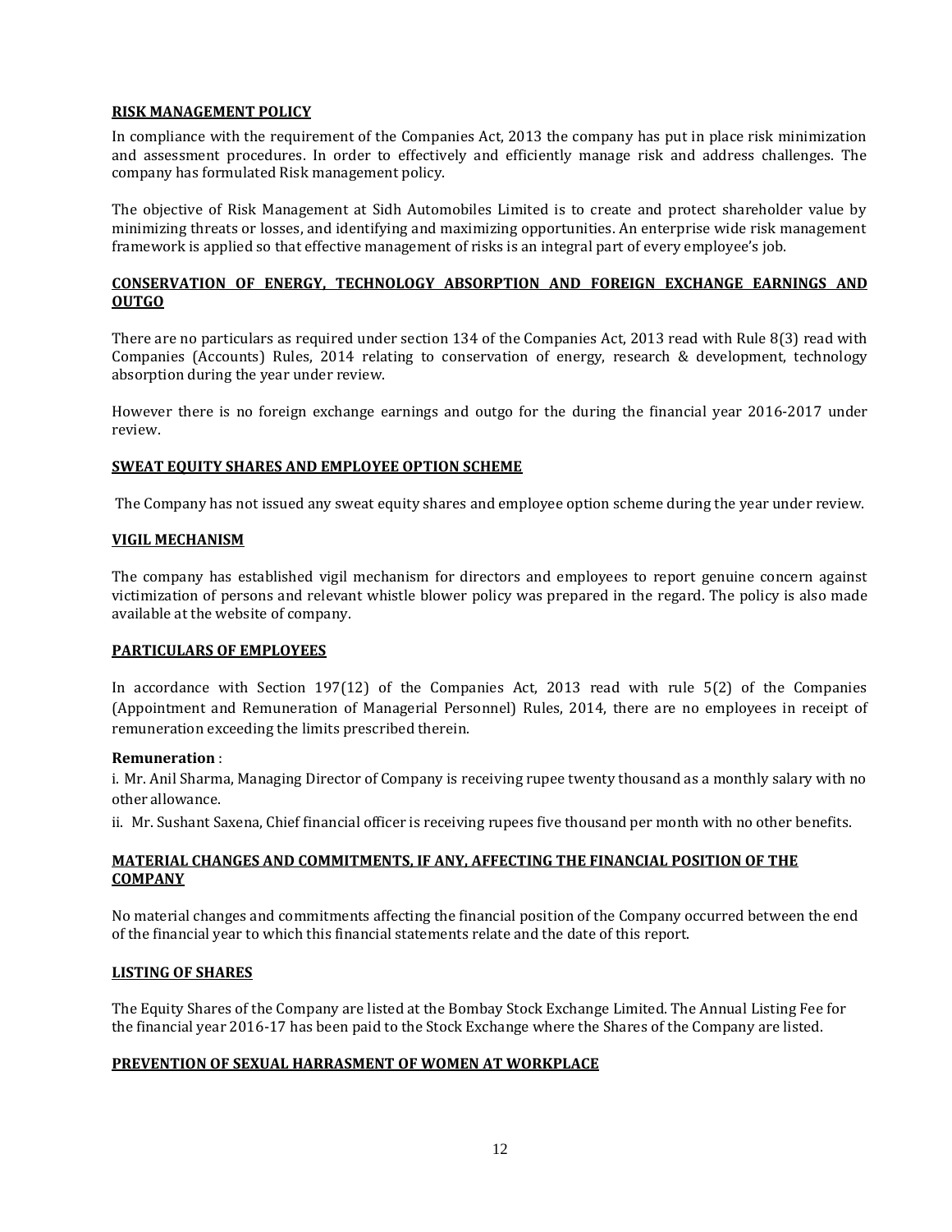## RISK MANAGEMENT POLICY

In compliance with the requirement of the Companies Act, 2013 the company has put in place risk minimization and assessment procedures. In order to effectively and efficiently manage risk and address challenges. The company has formulated Risk management policy.

The objective of Risk Management at Sidh Automobiles Limited is to create and protect shareholder value by minimizing threats or losses, and identifying and maximizing opportunities. An enterprise wide risk management framework is applied so that effective management of risks is an integral part of every employee's job.

## CONSERVATION OF ENERGY, TECHNOLOGY ABSORPTION AND FOREIGN EXCHANGE EARNINGS AND OUTGO

There are no particulars as required under section 134 of the Companies Act, 2013 read with Rule 8(3) read with Companies (Accounts) Rules, 2014 relating to conservation of energy, research & development, technology absorption during the year under review.

However there is no foreign exchange earnings and outgo for the during the financial year 2016-2017 under review.

## SWEAT EQUITY SHARES AND EMPLOYEE OPTION SCHEME

The Company has not issued any sweat equity shares and employee option scheme during the year under review.

## VIGIL MECHANISM

The company has established vigil mechanism for directors and employees to report genuine concern against victimization of persons and relevant whistle blower policy was prepared in the regard. The policy is also made available at the website of company.

## PARTICULARS OF EMPLOYEES

In accordance with Section 197(12) of the Companies Act, 2013 read with rule 5(2) of the Companies (Appointment and Remuneration of Managerial Personnel) Rules, 2014, there are no employees in receipt of remuneration exceeding the limits prescribed therein.

**Remuneration** :

i. Mr. Anil Sharma, Managing Director of Company is receiving rupee twenty thousand as a monthly salary with no other allowance.

ii. Mr. Sushant Saxena, Chief financial officer is receiving rupees five thousand per month with no other benefits.

## MATERIAL CHANGES AND COMMITMENTS, IF ANY, AFFECTING THE FINANCIAL POSITION OF THE COMPANY

No material changes and commitments affecting the financial position of the Company occurred between the end of the financial year to which this financial statements relate and the date of this report.

## LISTING OF SHARES

The Equity Shares of the Company are listed at the Bombay Stock Exchange Limited. The Annual Listing Fee for the financial year 2016-17 has been paid to the Stock Exchange where the Shares of the Company are listed.

## PREVENTION OF SEXUAL HARRASMENT OF WOMEN AT WORKPLACE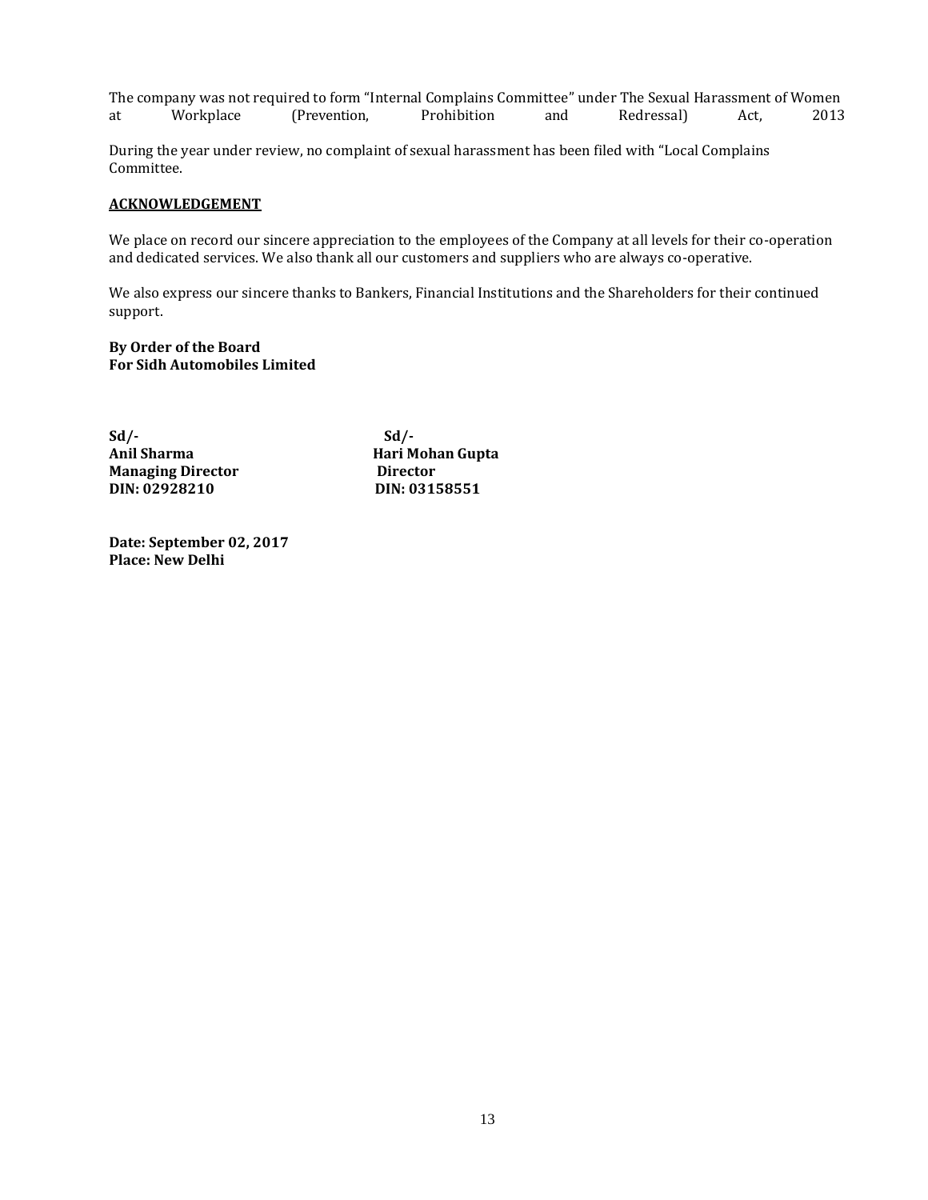The company was not required to form "Internal Complains Committee" under The Sexual Harassment of Women at Workplace (Prevention, Prohibition and Redressal) Act, 2013

During the year under review, no complaint of sexual harassment has been filed with "Local Complains Committee.

**ACKNOWLEDGEMENT**

We place on record our sincere appreciation to the employees of the Company at all levels for their co-operation and dedicated services. We also thank all our customers and suppliers who are always co-operative.

We also express our sincere thanks to Bankers, Financial Institutions and the Shareholders for their continued support.

**By Order of the Board**
**For Sidh Automobiles Limited**

| | |
|---|---|
| **Sd/-** | **Sd/-** |
| **Anil Sharma** | **Hari Mohan Gupta** |
| **Managing Director** | **Director** |
| **DIN: 02928210** | **DIN: 03158551** |

**Date: September 02, 2017**
**Place: New Delhi**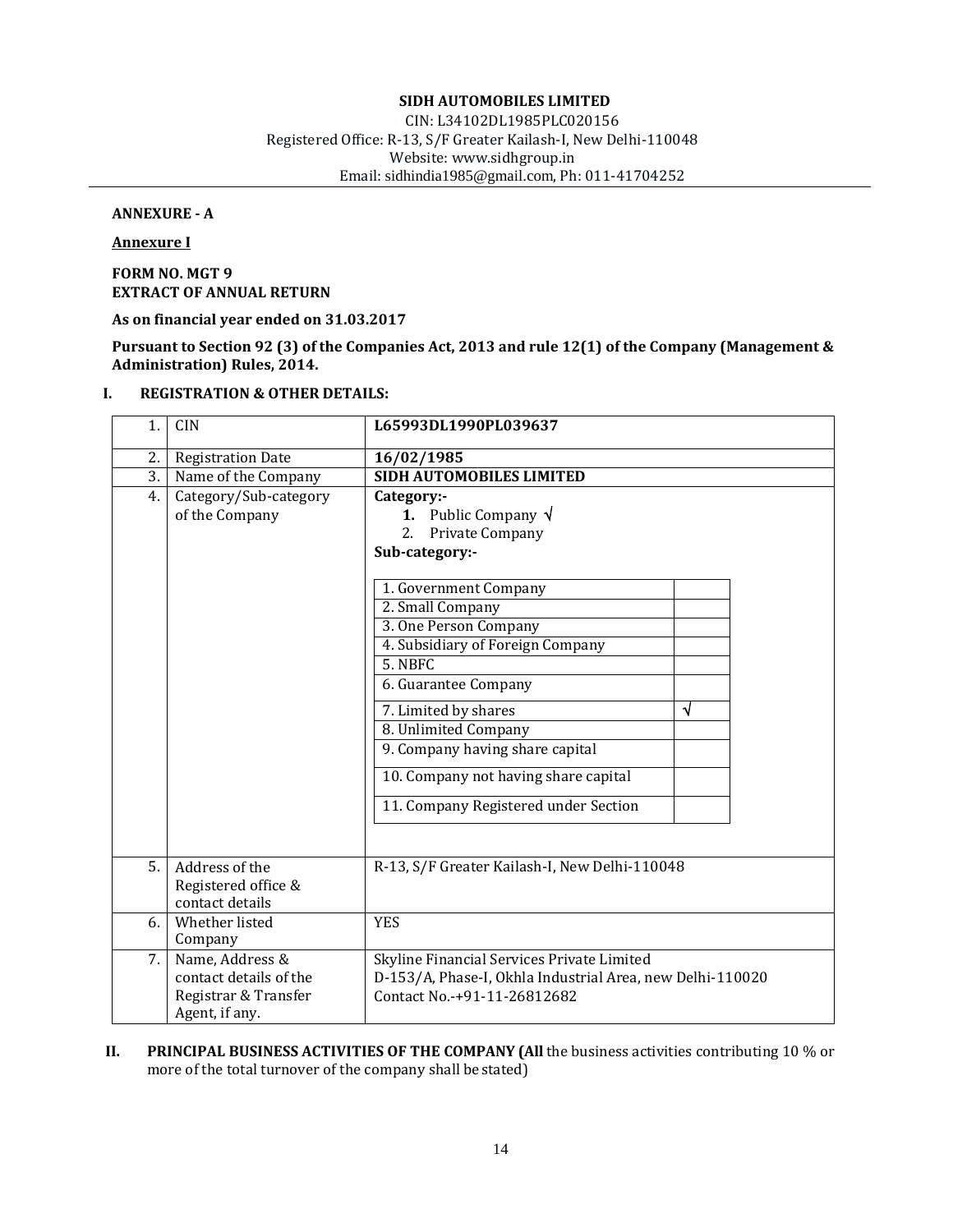**SIDH AUTOMOBILES LIMITED**
CIN: L34102DL1985PLC020156
Registered Office: R-13, S/F Greater Kailash-I, New Delhi-110048
Website: www.sidhgroup.in
Email: sidhindia1985@gmail.com, Ph: 011-41704252

**ANNEXURE - A**

**Annexure I**

**FORM NO. MGT 9**
**EXTRACT OF ANNUAL RETURN**

**As on financial year ended on 31.03.2017**

**Pursuant to Section 92 (3) of the Companies Act, 2013 and rule 12(1) of the Company (Management & Administration) Rules, 2014.**

## I. REGISTRATION & OTHER DETAILS:

| | | |
|---|---|---|
| 1. | CIN | **L65993DL1990PL039637** |
| 2. | Registration Date | **16/02/1985** |
| 3. | Name of the Company | **SIDH AUTOMOBILES LIMITED** |
| 4. | Category/Sub-category of the Company | **Category:-**<br>1. Public Company √<br>2. Private Company<br>**Sub-category:-**<br>1. Government Company<br>2. Small Company<br>3. One Person Company<br>4. Subsidiary of Foreign Company<br>5. NBFC<br>6. Guarantee Company<br>7. Limited by shares √<br>8. Unlimited Company<br>9. Company having share capital<br>10. Company not having share capital<br>11. Company Registered under Section |
| 5. | Address of the Registered office & contact details | R-13, S/F Greater Kailash-I, New Delhi-110048 |
| 6. | Whether listed Company | YES |
| 7. | Name, Address & contact details of the Registrar & Transfer Agent, if any. | Skyline Financial Services Private Limited<br>D-153/A, Phase-I, Okhla Industrial Area, new Delhi-110020<br>Contact No.-+91-11-26812682 |

## II. PRINCIPAL BUSINESS ACTIVITIES OF THE COMPANY (All the business activities contributing 10 % or more of the total turnover of the company shall be stated)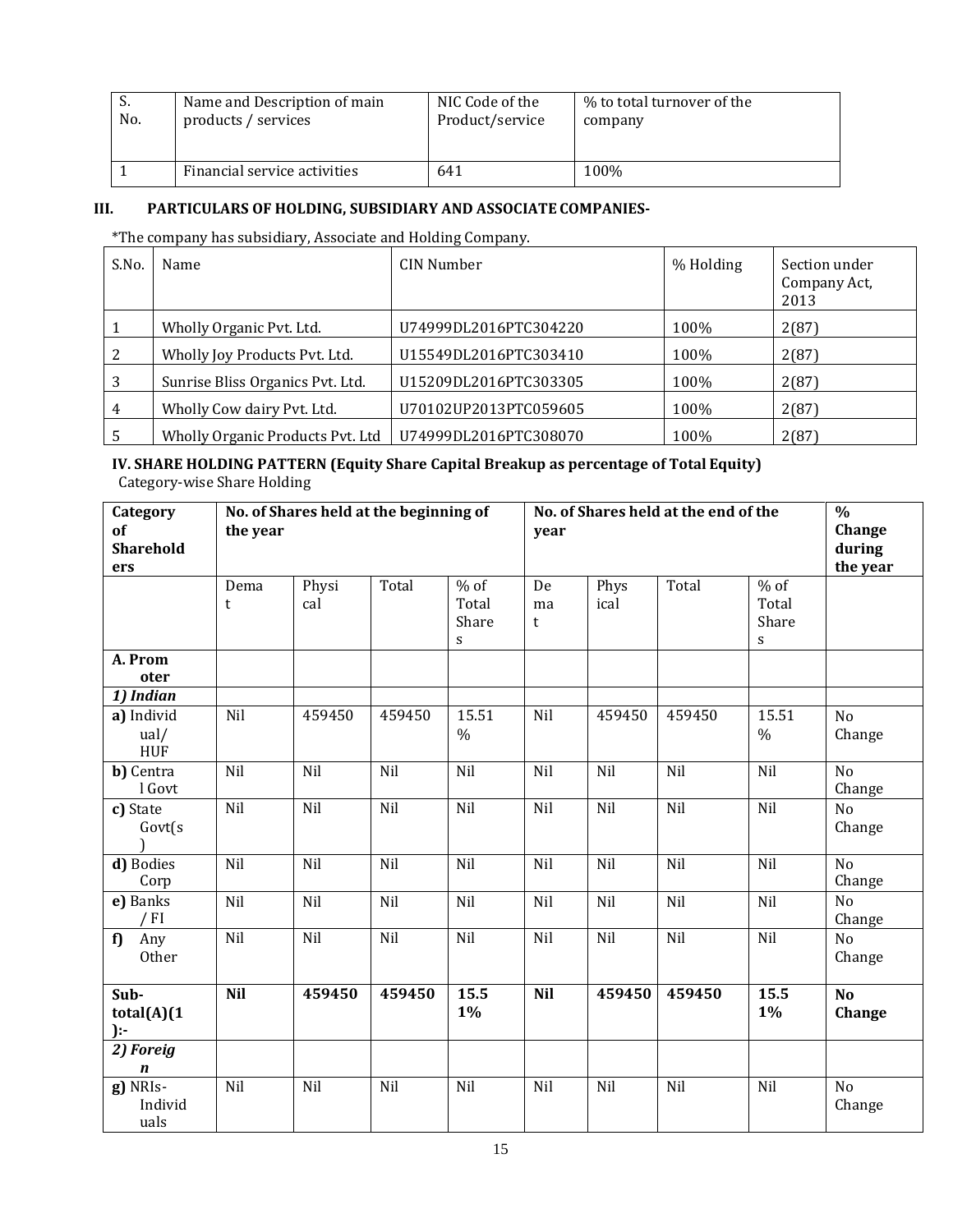| S. No. | Name and Description of main products / services | NIC Code of the Product/service | % to total turnover of the company |
|---|---|---|---|
| 1 | Financial service activities | 641 | 100% |

### III. PARTICULARS OF HOLDING, SUBSIDIARY AND ASSOCIATE COMPANIES-

*The company has subsidiary, Associate and Holding Company.

| S.No. | Name | CIN Number | % Holding | Section under Company Act, 2013 |
|---|---|---|---|---|
| 1 | Wholly Organic Pvt. Ltd. | U74999DL2016PTC304220 | 100% | 2(87) |
| 2 | Wholly Joy Products Pvt. Ltd. | U15549DL2016PTC303410 | 100% | 2(87) |
| 3 | Sunrise Bliss Organics Pvt. Ltd. | U15209DL2016PTC303305 | 100% | 2(87) |
| 4 | Wholly Cow dairy Pvt. Ltd. | U70102UP2013PTC059605 | 100% | 2(87) |
| 5 | Wholly Organic Products Pvt. Ltd | U74999DL2016PTC308070 | 100% | 2(87) |

### IV. SHARE HOLDING PATTERN (Equity Share Capital Breakup as percentage of Total Equity)

Category-wise Share Holding

| Category of Shareholders | No. of Shares held at the beginning of the year | | | | No. of Shares held at the end of the year | | | | % Change during the year |
|---|---|---|---|---|---|---|---|---|---|
| | Demat | Physical | Total | % of Total Shares | Demat | Physical | Total | % of Total Shares | |
| **A. Promoter** | | | | | | | | | |
| ***1) Indian*** | | | | | | | | | |
| **a)** Individual/ HUF | Nil | 459450 | 459450 | 15.51 % | Nil | 459450 | 459450 | 15.51 % | No Change |
| **b)** Central Govt | Nil | Nil | Nil | Nil | Nil | Nil | Nil | Nil | No Change |
| **c)** State Govt(s) | Nil | Nil | Nil | Nil | Nil | Nil | Nil | Nil | No Change |
| **d)** Bodies Corp | Nil | Nil | Nil | Nil | Nil | Nil | Nil | Nil | No Change |
| **e)** Banks / FI | Nil | Nil | Nil | Nil | Nil | Nil | Nil | Nil | No Change |
| **f)** Any Other | Nil | Nil | Nil | Nil | Nil | Nil | Nil | Nil | No Change |
| **Sub-total(A)(1):-** | **Nil** | **459450** | **459450** | **15.51%** | **Nil** | **459450** | **459450** | **15.51%** | **No Change** |
| ***2) Foreign*** | | | | | | | | | |
| **g)** NRIs-Individuals | Nil | Nil | Nil | Nil | Nil | Nil | Nil | Nil | No Change |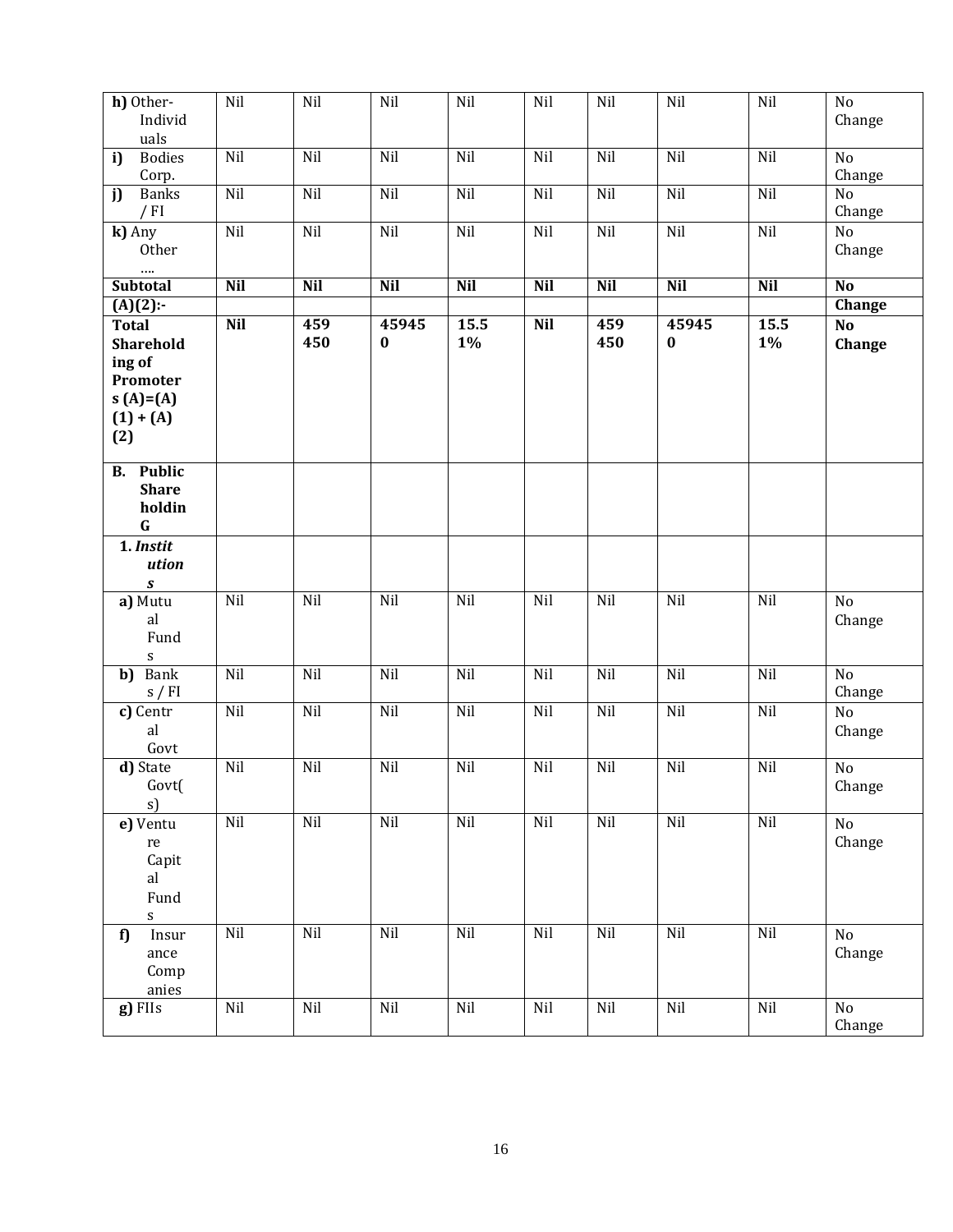| h) Other-Individuals | Nil | Nil | Nil | Nil | Nil | Nil | Nil | Nil | No Change |
|---|---|---|---|---|---|---|---|---|---|
| i) Bodies Corp. | Nil | Nil | Nil | Nil | Nil | Nil | Nil | Nil | No Change |
| j) Banks / FI | Nil | Nil | Nil | Nil | Nil | Nil | Nil | Nil | No Change |
| k) Any Other …. | Nil | Nil | Nil | Nil | Nil | Nil | Nil | Nil | No Change |
| **Subtotal (A)(2):-** | **Nil** | **Nil** | **Nil** | **Nil** | **Nil** | **Nil** | **Nil** | **Nil** | **No Change** |
| **Total Shareholding of Promoters (A)=(A)(1) + (A)(2)** | **Nil** | **459450** | **459450** | **15.51%** | **Nil** | **459450** | **459450** | **15.51%** | **No Change** |
| **B. Public Shareholding** | | | | | | | | | |
| **1. *Institutions*** | | | | | | | | | |
| a) Mutual Funds | Nil | Nil | Nil | Nil | Nil | Nil | Nil | Nil | No Change |
| b) Banks / FI | Nil | Nil | Nil | Nil | Nil | Nil | Nil | Nil | No Change |
| c) Central Govt | Nil | Nil | Nil | Nil | Nil | Nil | Nil | Nil | No Change |
| d) State Govt(s) | Nil | Nil | Nil | Nil | Nil | Nil | Nil | Nil | No Change |
| e) Venture Capital Funds | Nil | Nil | Nil | Nil | Nil | Nil | Nil | Nil | No Change |
| f) Insurance Companies | Nil | Nil | Nil | Nil | Nil | Nil | Nil | Nil | No Change |
| g) FIIs | Nil | Nil | Nil | Nil | Nil | Nil | Nil | Nil | No Change |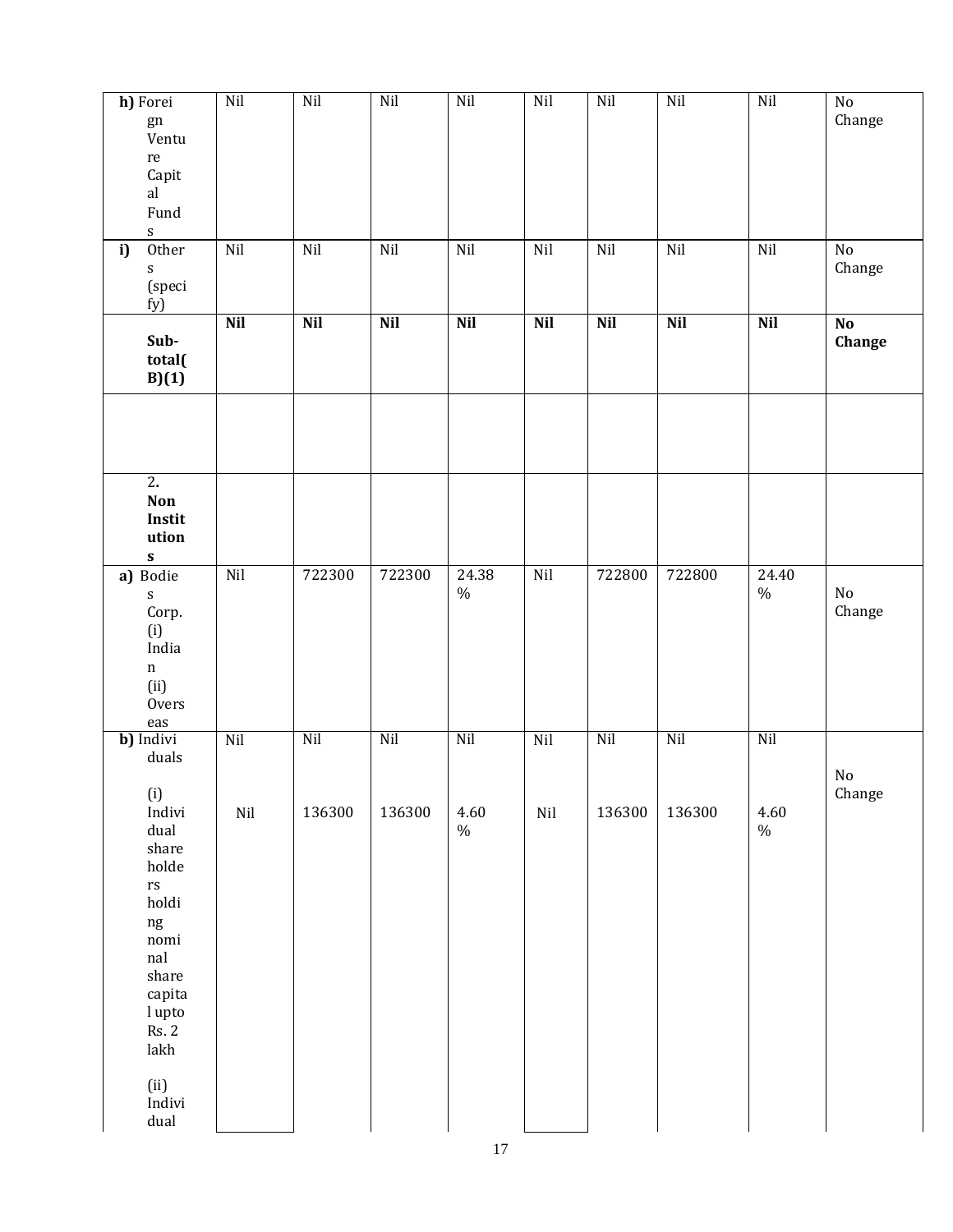| h) Foreign Venture Capital Funds | Nil | Nil | Nil | Nil | Nil | Nil | Nil | Nil | No Change |
|---|---|---|---|---|---|---|---|---|---|
| i) Others (specify) | Nil | Nil | Nil | Nil | Nil | Nil | Nil | Nil | No Change |
| **Sub-total(B)(1)** | **Nil** | **Nil** | **Nil** | **Nil** | **Nil** | **Nil** | **Nil** | **Nil** | **No Change** |
| | | | | | | | | | |
| **2. Non Institutions** | | | | | | | | | |
| a) Bodies Corp. (i) Indian (ii) Overseas | Nil | 722300 | 722300 | 24.38 % | Nil | 722800 | 722800 | 24.40 % | No Change |
| b) Individuals | Nil | Nil | Nil | Nil | Nil | Nil | Nil | Nil | No Change |
| (i) Individual shareholders holding nominal share capital upto Rs. 2 lakh | Nil | 136300 | 136300 | 4.60 % | Nil | 136300 | 136300 | 4.60 % | |
| (ii) Individual | | | | | | | | | |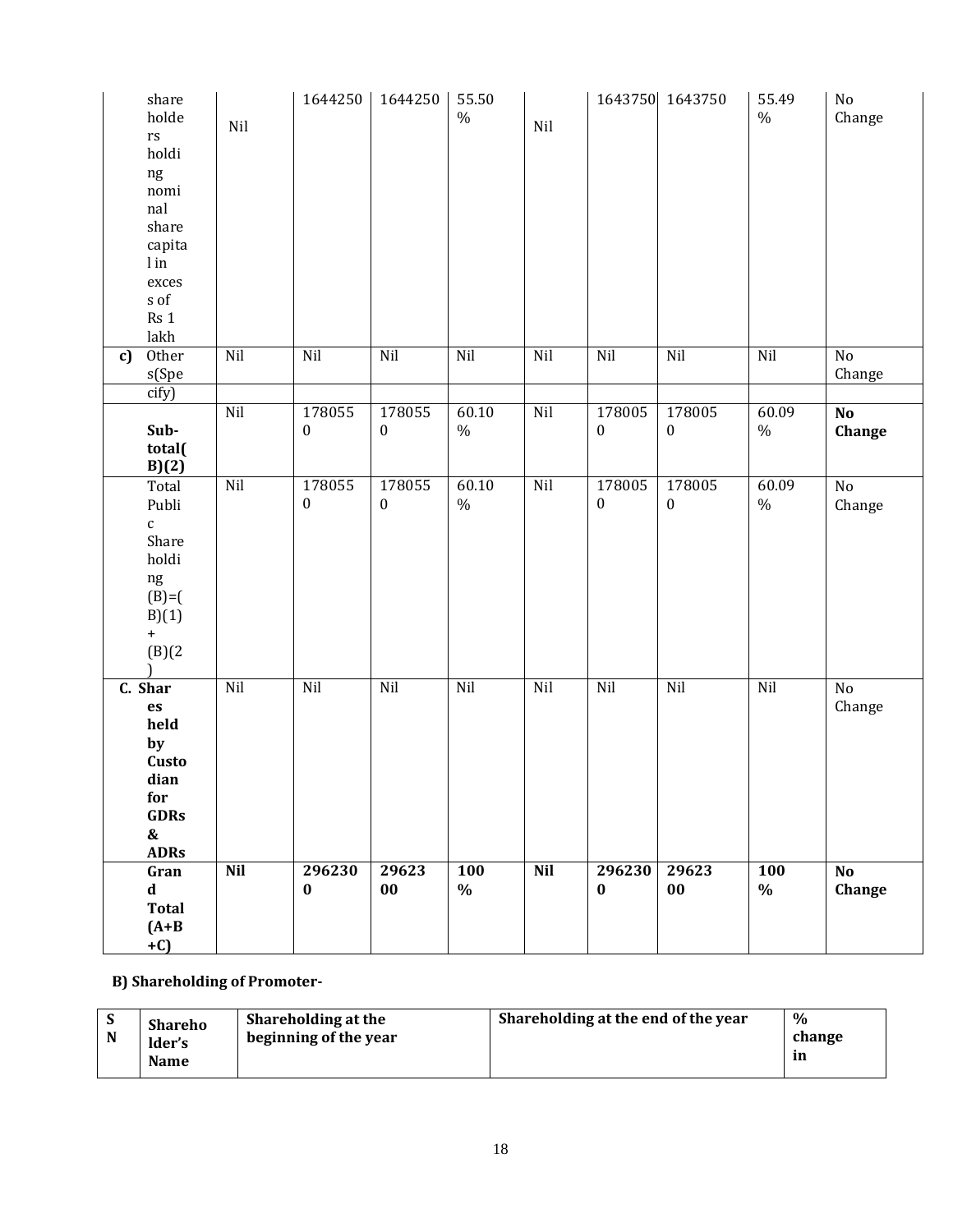| | | | | | | | | | |
|---|---|---|---|---|---|---|---|---|---|
| share holders holding nominal share capital in excess of Rs 1 lakh | Nil | 1644250 | 1644250 | 55.50 % | Nil | 1643750 | 1643750 | 55.49 % | No Change |
| c) Others(Specify) | Nil | Nil | Nil | Nil | Nil | Nil | Nil | Nil | No Change |
| **Sub-total(B)(2)** | Nil | 1780550 | 1780550 | 60.10 % | Nil | 1780050 | 1780050 | 60.09 % | **No Change** |
| Total Public Shareholding (B)=(B)(1) + (B)(2) | Nil | 1780550 | 1780550 | 60.10 % | Nil | 1780050 | 1780050 | 60.09 % | No Change |
| **C. Shares held by Custodian for GDRs & ADRs** | Nil | Nil | Nil | Nil | Nil | Nil | Nil | Nil | No Change |
| **Grand Total (A+B+C)** | **Nil** | **2962300** | **2962300** | **100 %** | **Nil** | **2962300** | **2962300** | **100 %** | **No Change** |

**B) Shareholding of Promoter-**

| SN | Shareholder's Name | Shareholding at the beginning of the year | Shareholding at the end of the year | % change in |
|---|---|---|---|---|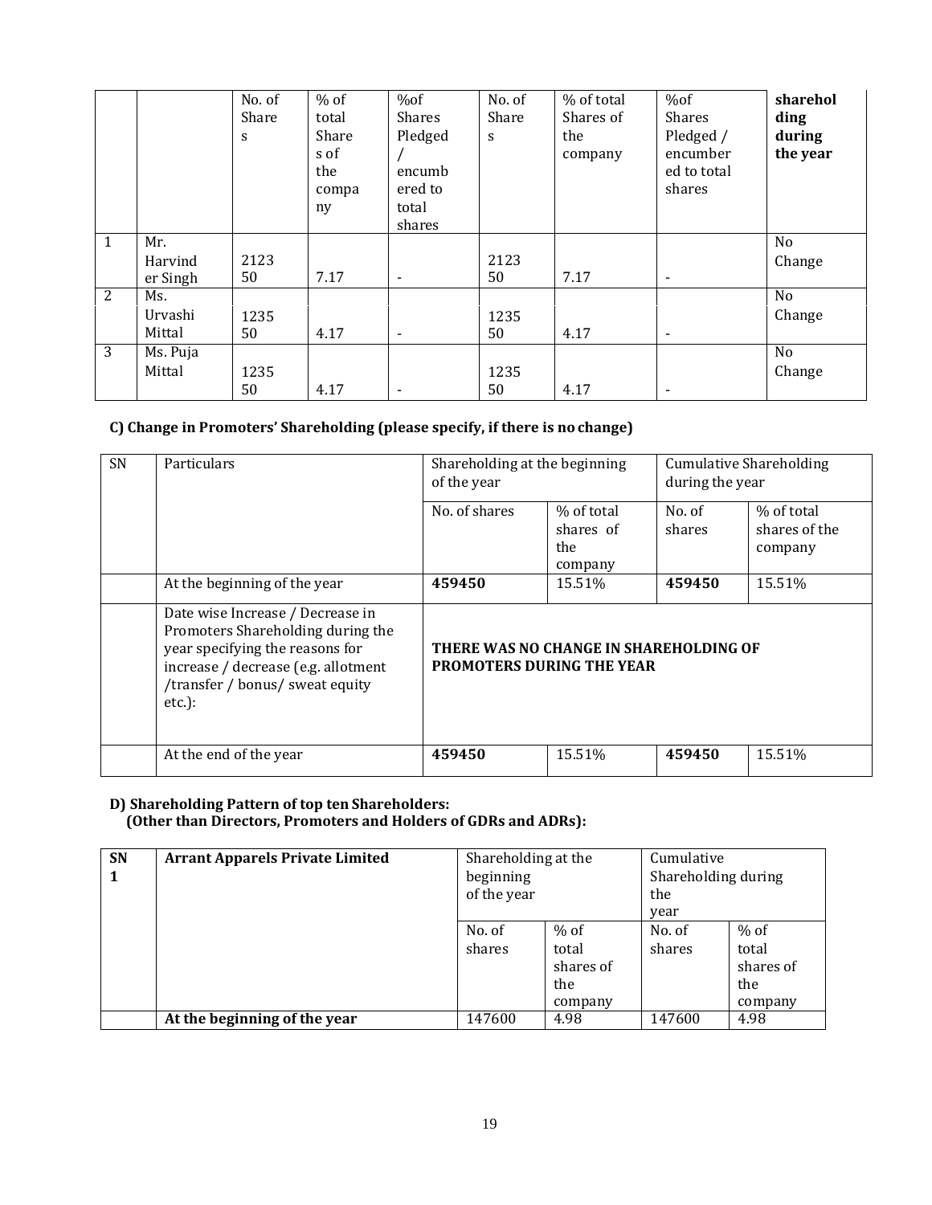| | | No. of Shares | % of total Shares of the company | %of Shares Pledged / encumbered to total shares | No. of Shares | % of total Shares of the company | %of Shares Pledged / encumbered to total shares | **shareholding during the year** |
|---|---|---|---|---|---|---|---|---|
| 1 | Mr. Harvinder Singh | 212350 | 7.17 | - | 212350 | 7.17 | - | No Change |
| 2 | Ms. Urvashi Mittal | 123550 | 4.17 | - | 123550 | 4.17 | - | No Change |
| 3 | Ms. Puja Mittal | 123550 | 4.17 | - | 123550 | 4.17 | - | No Change |

**C) Change in Promoters' Shareholding (please specify, if there is no change)**

| SN | Particulars | Shareholding at the beginning of the year | | Cumulative Shareholding during the year | |
|---|---|---|---|---|---|
| | | No. of shares | % of total shares of the company | No. of shares | % of total shares of the company |
| | At the beginning of the year | **459450** | 15.51% | **459450** | 15.51% |
| | Date wise Increase / Decrease in Promoters Shareholding during the year specifying the reasons for increase / decrease (e.g. allotment /transfer / bonus/ sweat equity etc.): | **THERE WAS NO CHANGE IN SHAREHOLDING OF PROMOTERS DURING THE YEAR** | | | |
| | At the end of the year | **459450** | 15.51% | **459450** | 15.51% |

**D) Shareholding Pattern of top ten Shareholders:**
**(Other than Directors, Promoters and Holders of GDRs and ADRs):**

| **SN 1** | **Arrant Apparels Private Limited** | Shareholding at the beginning of the year | | Cumulative Shareholding during the year | |
|---|---|---|---|---|---|
| | | No. of shares | % of total shares of the company | No. of shares | % of total shares of the company |
| | **At the beginning of the year** | 147600 | 4.98 | 147600 | 4.98 |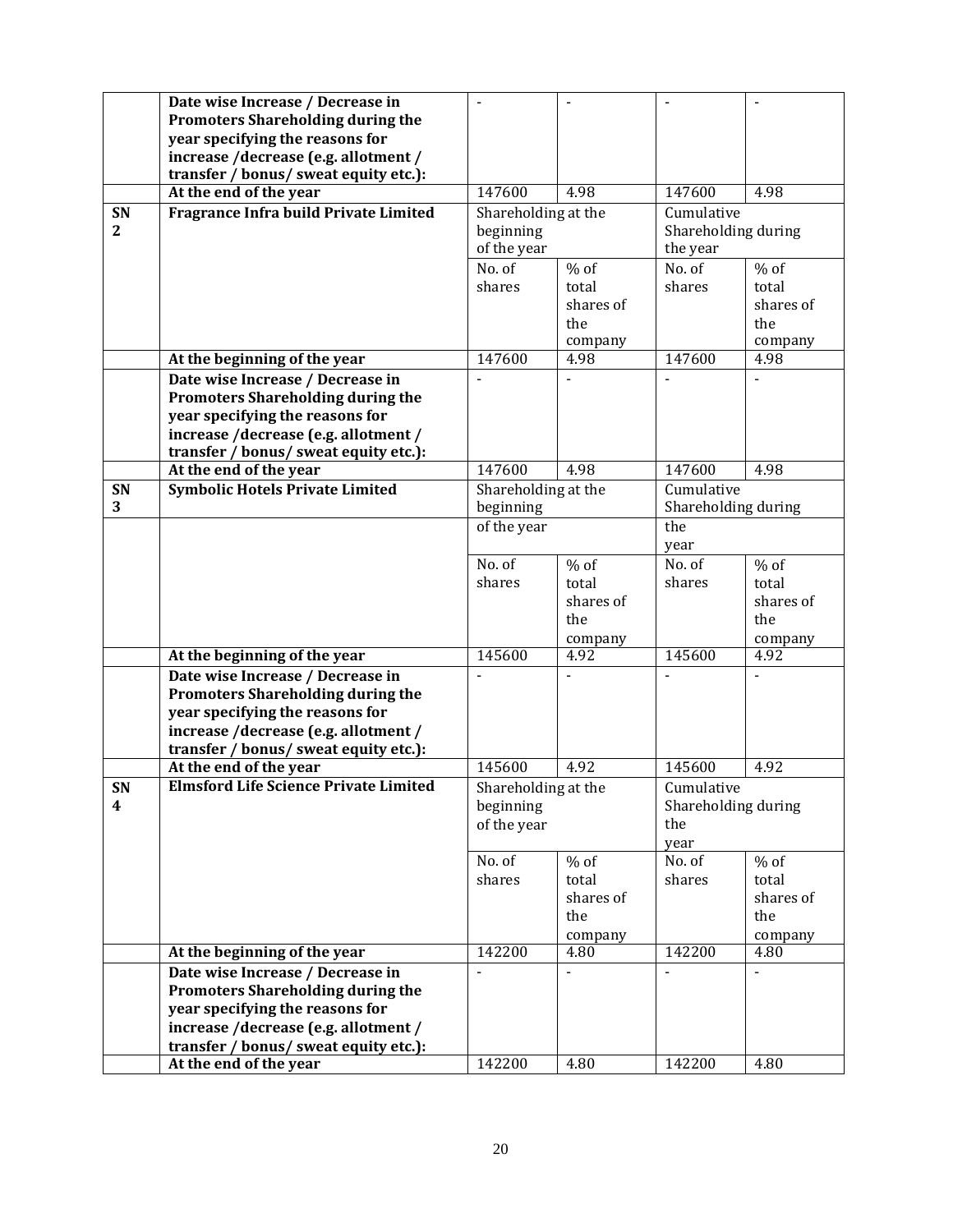| | | | | | |
|---|---|---|---|---|---|
| | **Date wise Increase / Decrease in Promoters Shareholding during the year specifying the reasons for increase /decrease (e.g. allotment / transfer / bonus/ sweat equity etc.):** | - | - | - | - |
| | **At the end of the year** | 147600 | 4.98 | 147600 | 4.98 |
| **SN 2** | **Fragrance Infra build Private Limited** | Shareholding at the beginning of the year | | Cumulative Shareholding during the year | |
| | | No. of shares | % of total shares of the company | No. of shares | % of total shares of the company |
| | **At the beginning of the year** | 147600 | 4.98 | 147600 | 4.98 |
| | **Date wise Increase / Decrease in Promoters Shareholding during the year specifying the reasons for increase /decrease (e.g. allotment / transfer / bonus/ sweat equity etc.):** | - | - | - | - |
| | **At the end of the year** | 147600 | 4.98 | 147600 | 4.98 |
| **SN 3** | **Symbolic Hotels Private Limited** | Shareholding at the beginning of the year | | Cumulative Shareholding during the year | |
| | | No. of shares | % of total shares of the company | No. of shares | % of total shares of the company |
| | **At the beginning of the year** | 145600 | 4.92 | 145600 | 4.92 |
| | **Date wise Increase / Decrease in Promoters Shareholding during the year specifying the reasons for increase /decrease (e.g. allotment / transfer / bonus/ sweat equity etc.):** | - | - | - | - |
| | **At the end of the year** | 145600 | 4.92 | 145600 | 4.92 |
| **SN 4** | **Elmsford Life Science Private Limited** | Shareholding at the beginning of the year | | Cumulative Shareholding during the year | |
| | | No. of shares | % of total shares of the company | No. of shares | % of total shares of the company |
| | **At the beginning of the year** | 142200 | 4.80 | 142200 | 4.80 |
| | **Date wise Increase / Decrease in Promoters Shareholding during the year specifying the reasons for increase /decrease (e.g. allotment / transfer / bonus/ sweat equity etc.):** | - | - | - | - |
| | **At the end of the year** | 142200 | 4.80 | 142200 | 4.80 |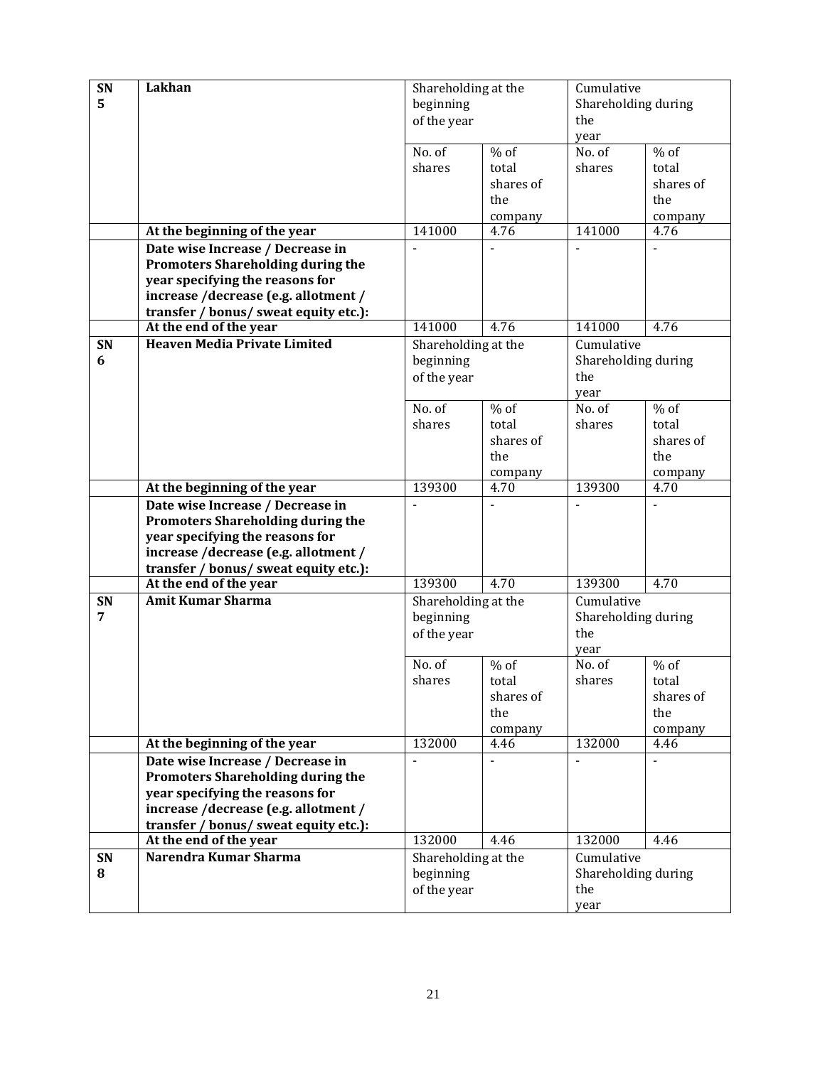| SN 5 | Lakhan | Shareholding at the beginning of the year | | Cumulative Shareholding during the year | |
|---|---|---|---|---|---|
| | | No. of shares | % of total shares of the company | No. of shares | % of total shares of the company |
| | **At the beginning of the year** | 141000 | 4.76 | 141000 | 4.76 |
| | **Date wise Increase / Decrease in Promoters Shareholding during the year specifying the reasons for increase /decrease (e.g. allotment / transfer / bonus/ sweat equity etc.):** | - | - | - | - |
| | **At the end of the year** | 141000 | 4.76 | 141000 | 4.76 |
| **SN 6** | **Heaven Media Private Limited** | Shareholding at the beginning of the year | | Cumulative Shareholding during the year | |
| | | No. of shares | % of total shares of the company | No. of shares | % of total shares of the company |
| | **At the beginning of the year** | 139300 | 4.70 | 139300 | 4.70 |
| | **Date wise Increase / Decrease in Promoters Shareholding during the year specifying the reasons for increase /decrease (e.g. allotment / transfer / bonus/ sweat equity etc.):** | - | - | - | - |
| | **At the end of the year** | 139300 | 4.70 | 139300 | 4.70 |
| **SN 7** | **Amit Kumar Sharma** | Shareholding at the beginning of the year | | Cumulative Shareholding during the year | |
| | | No. of shares | % of total shares of the company | No. of shares | % of total shares of the company |
| | **At the beginning of the year** | 132000 | 4.46 | 132000 | 4.46 |
| | **Date wise Increase / Decrease in Promoters Shareholding during the year specifying the reasons for increase /decrease (e.g. allotment / transfer / bonus/ sweat equity etc.):** | - | - | - | - |
| | **At the end of the year** | 132000 | 4.46 | 132000 | 4.46 |
| **SN 8** | **Narendra Kumar Sharma** | Shareholding at the beginning of the year | | Cumulative Shareholding during the year | |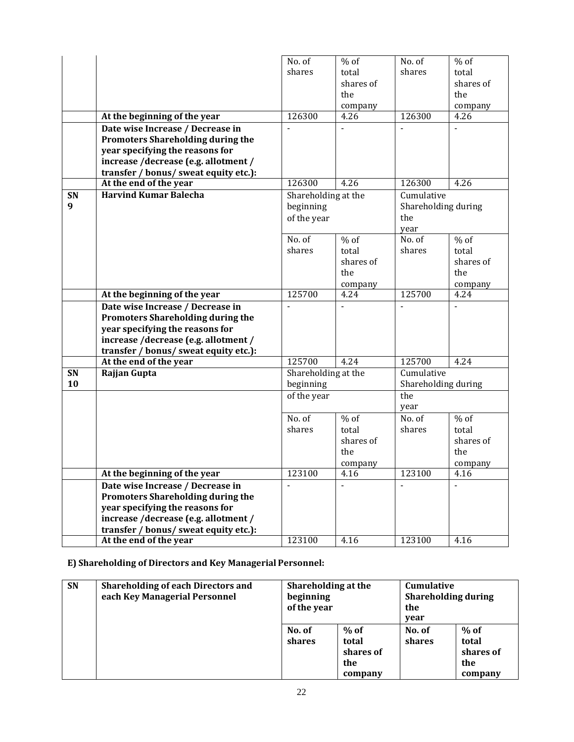| | | No. of shares | % of total shares of the company | No. of shares | % of total shares of the company |
|---|---|---|---|---|---|
| | At the beginning of the year | 126300 | 4.26 | 126300 | 4.26 |
| | Date wise Increase / Decrease in Promoters Shareholding during the year specifying the reasons for increase /decrease (e.g. allotment / transfer / bonus/ sweat equity etc.): | - | - | - | - |
| | At the end of the year | 126300 | 4.26 | 126300 | 4.26 |
| SN 9 | Harvind Kumar Balecha | Shareholding at the beginning of the year | | Cumulative Shareholding during the year | |
| | | No. of shares | % of total shares of the company | No. of shares | % of total shares of the company |
| | At the beginning of the year | 125700 | 4.24 | 125700 | 4.24 |
| | Date wise Increase / Decrease in Promoters Shareholding during the year specifying the reasons for increase /decrease (e.g. allotment / transfer / bonus/ sweat equity etc.): | - | - | - | - |
| | At the end of the year | 125700 | 4.24 | 125700 | 4.24 |
| SN 10 | Rajjan Gupta | Shareholding at the beginning of the year | | Cumulative Shareholding during the year | |
| | | No. of shares | % of total shares of the company | No. of shares | % of total shares of the company |
| | At the beginning of the year | 123100 | 4.16 | 123100 | 4.16 |
| | Date wise Increase / Decrease in Promoters Shareholding during the year specifying the reasons for increase /decrease (e.g. allotment / transfer / bonus/ sweat equity etc.): | - | - | - | - |
| | At the end of the year | 123100 | 4.16 | 123100 | 4.16 |

**E) Shareholding of Directors and Key Managerial Personnel:**

| SN | Shareholding of each Directors and each Key Managerial Personnel | Shareholding at the beginning of the year | | Cumulative Shareholding during the year | |
|---|---|---|---|---|---|
| | | No. of shares | % of total shares of the company | No. of shares | % of total shares of the company |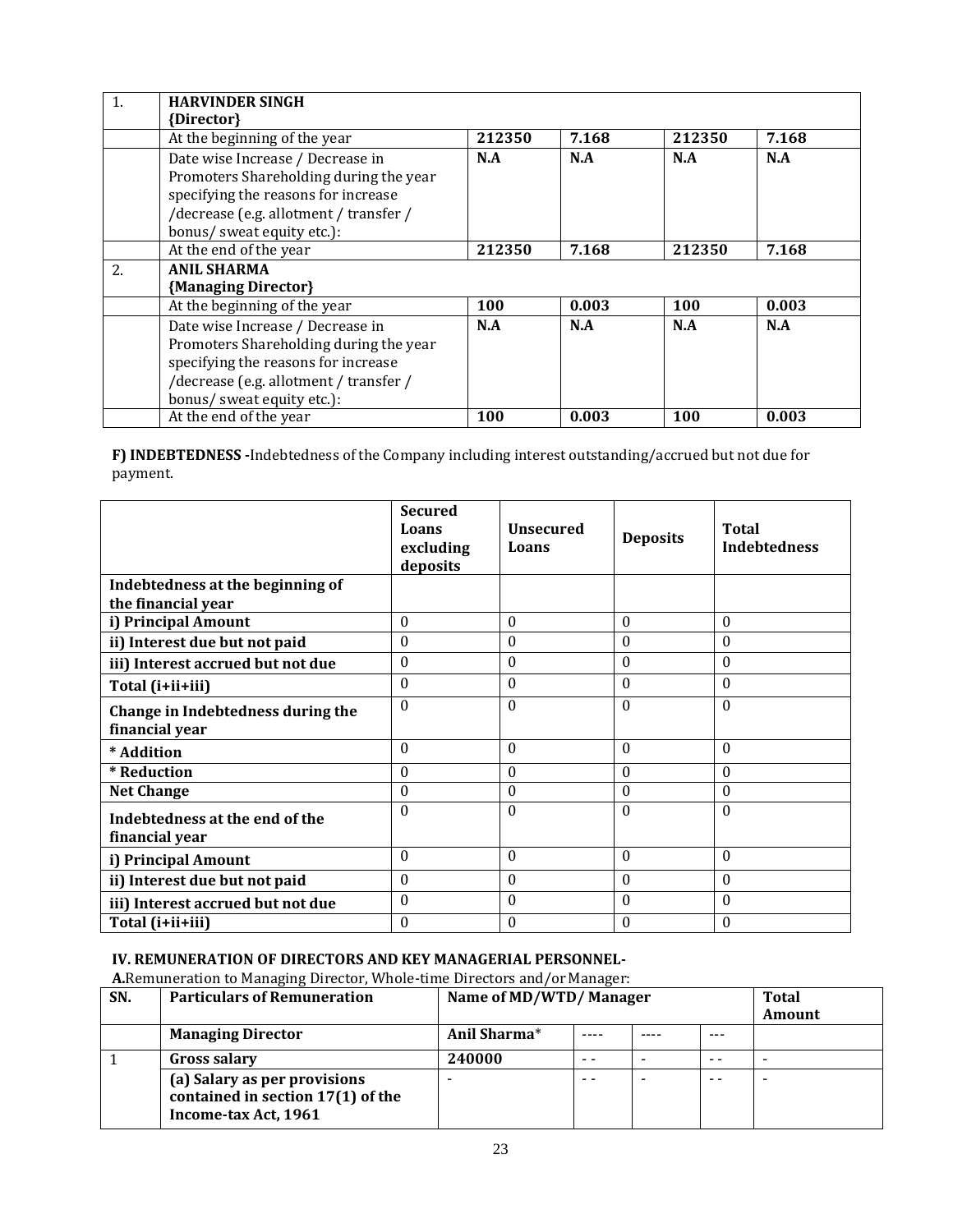| 1. | **HARVINDER SINGH {Director}** | | | | |
|---|---|---|---|---|---|
| | At the beginning of the year | **212350** | **7.168** | **212350** | **7.168** |
| | Date wise Increase / Decrease in Promoters Shareholding during the year specifying the reasons for increase /decrease (e.g. allotment / transfer / bonus/ sweat equity etc.): | **N.A** | **N.A** | **N.A** | **N.A** |
| | At the end of the year | **212350** | **7.168** | **212350** | **7.168** |
| 2. | **ANIL SHARMA {Managing Director}** | | | | |
| | At the beginning of the year | **100** | **0.003** | **100** | **0.003** |
| | Date wise Increase / Decrease in Promoters Shareholding during the year specifying the reasons for increase /decrease (e.g. allotment / transfer / bonus/ sweat equity etc.): | **N.A** | **N.A** | **N.A** | **N.A** |
| | At the end of the year | **100** | **0.003** | **100** | **0.003** |

**F) INDEBTEDNESS -**Indebtedness of the Company including interest outstanding/accrued but not due for payment.

| | **Secured Loans excluding deposits** | **Unsecured Loans** | **Deposits** | **Total Indebtedness** |
|---|---|---|---|---|
| **Indebtedness at the beginning of the financial year** | | | | |
| **i) Principal Amount** | 0 | 0 | 0 | 0 |
| **ii) Interest due but not paid** | 0 | 0 | 0 | 0 |
| **iii) Interest accrued but not due** | 0 | 0 | 0 | 0 |
| **Total (i+ii+iii)** | 0 | 0 | 0 | 0 |
| **Change in Indebtedness during the financial year** | 0 | 0 | 0 | 0 |
| **\* Addition** | 0 | 0 | 0 | 0 |
| **\* Reduction** | 0 | 0 | 0 | 0 |
| **Net Change** | 0 | 0 | 0 | 0 |
| **Indebtedness at the end of the financial year** | 0 | 0 | 0 | 0 |
| **i) Principal Amount** | 0 | 0 | 0 | 0 |
| **ii) Interest due but not paid** | 0 | 0 | 0 | 0 |
| **iii) Interest accrued but not due** | 0 | 0 | 0 | 0 |
| **Total (i+ii+iii)** | 0 | 0 | 0 | 0 |

**IV. REMUNERATION OF DIRECTORS AND KEY MANAGERIAL PERSONNEL-**

**A.**Remuneration to Managing Director, Whole-time Directors and/or Manager:

| **SN.** | **Particulars of Remuneration** | **Name of MD/WTD/ Manager** | | | | **Total Amount** |
|---|---|---|---|---|---|---|
| | **Managing Director** | **Anil Sharma*** | ---- | ---- | --- | |
| 1 | **Gross salary** | **240000** | - - | - | - - | - |
| | **(a) Salary as per provisions contained in section 17(1) of the Income-tax Act, 1961** | - | - - | - | - - | - |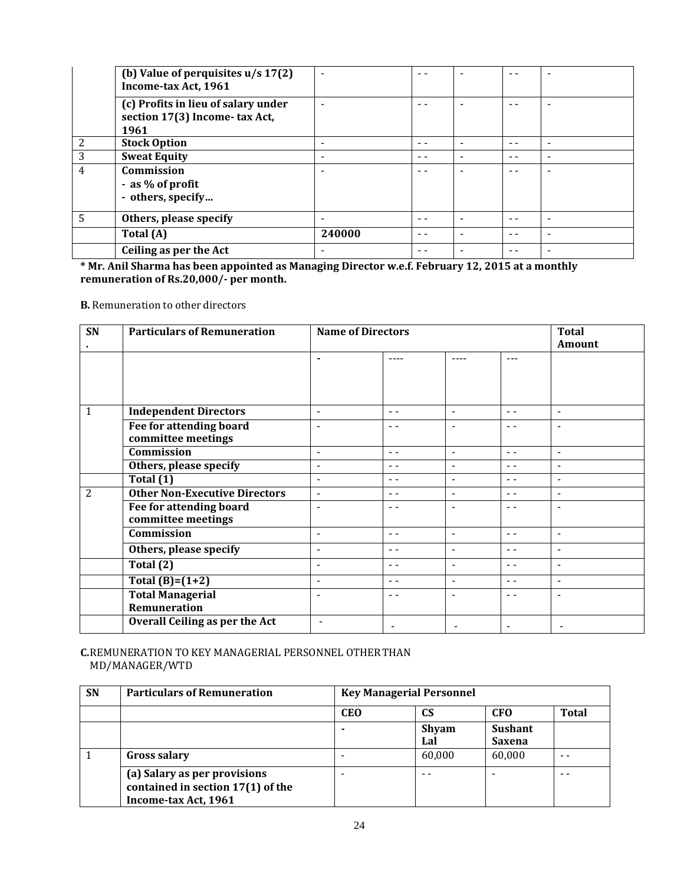| | (b) Value of perquisites u/s 17(2) Income-tax Act, 1961 | - | - - | - | - - | - |
|---|---|---|---|---|---|---|
| | (c) Profits in lieu of salary under section 17(3) Income- tax Act, 1961 | - | - - | - | - - | - |
| 2 | **Stock Option** | - | - - | - | - - | - |
| 3 | **Sweat Equity** | - | - - | - | - - | - |
| 4 | **Commission**<br>- as % of profit<br>- others, specify… | - | - - | - | - - | - |
| 5 | **Others, please specify** | - | - - | - | - - | - |
| | **Total (A)** | **240000** | - - | - | - - | - |
| | **Ceiling as per the Act** | - | - - | - | - - | - |

**\* Mr. Anil Sharma has been appointed as Managing Director w.e.f. February 12, 2015 at a monthly remuneration of Rs.20,000/- per month.**

**B.** Remuneration to other directors

| SN. | Particulars of Remuneration | Name of Directors | | | | Total Amount |
|---|---|---|---|---|---|---|
| | | - | ---- | ---- | --- | |
| 1 | **Independent Directors** | - | - - | - | - - | - |
| | **Fee for attending board committee meetings** | - | - - | - | - - | - |
| | **Commission** | - | - - | - | - - | - |
| | **Others, please specify** | - | - - | - | - - | - |
| | **Total (1)** | - | - - | - | - - | - |
| 2 | **Other Non-Executive Directors** | - | - - | - | - - | - |
| | **Fee for attending board committee meetings** | - | - - | - | - - | - |
| | **Commission** | - | - - | - | - - | - |
| | **Others, please specify** | - | - - | - | - - | - |
| | **Total (2)** | - | - - | - | - - | - |
| | **Total (B)=(1+2)** | - | - - | - | - - | - |
| | **Total Managerial Remuneration** | - | - - | - | - - | - |
| | **Overall Ceiling as per the Act** | - | - | - | - | - |

**C.** REMUNERATION TO KEY MANAGERIAL PERSONNEL OTHER THAN MD/MANAGER/WTD

| SN | Particulars of Remuneration | Key Managerial Personnel | | | |
|---|---|---|---|---|---|
| | | **CEO** | **CS** | **CFO** | **Total** |
| | | - | **Shyam Lal** | **Sushant Saxena** | |
| 1 | **Gross salary** | - | 60,000 | 60,000 | - - |
| | **(a) Salary as per provisions contained in section 17(1) of the Income-tax Act, 1961** | - | - - | - | - - |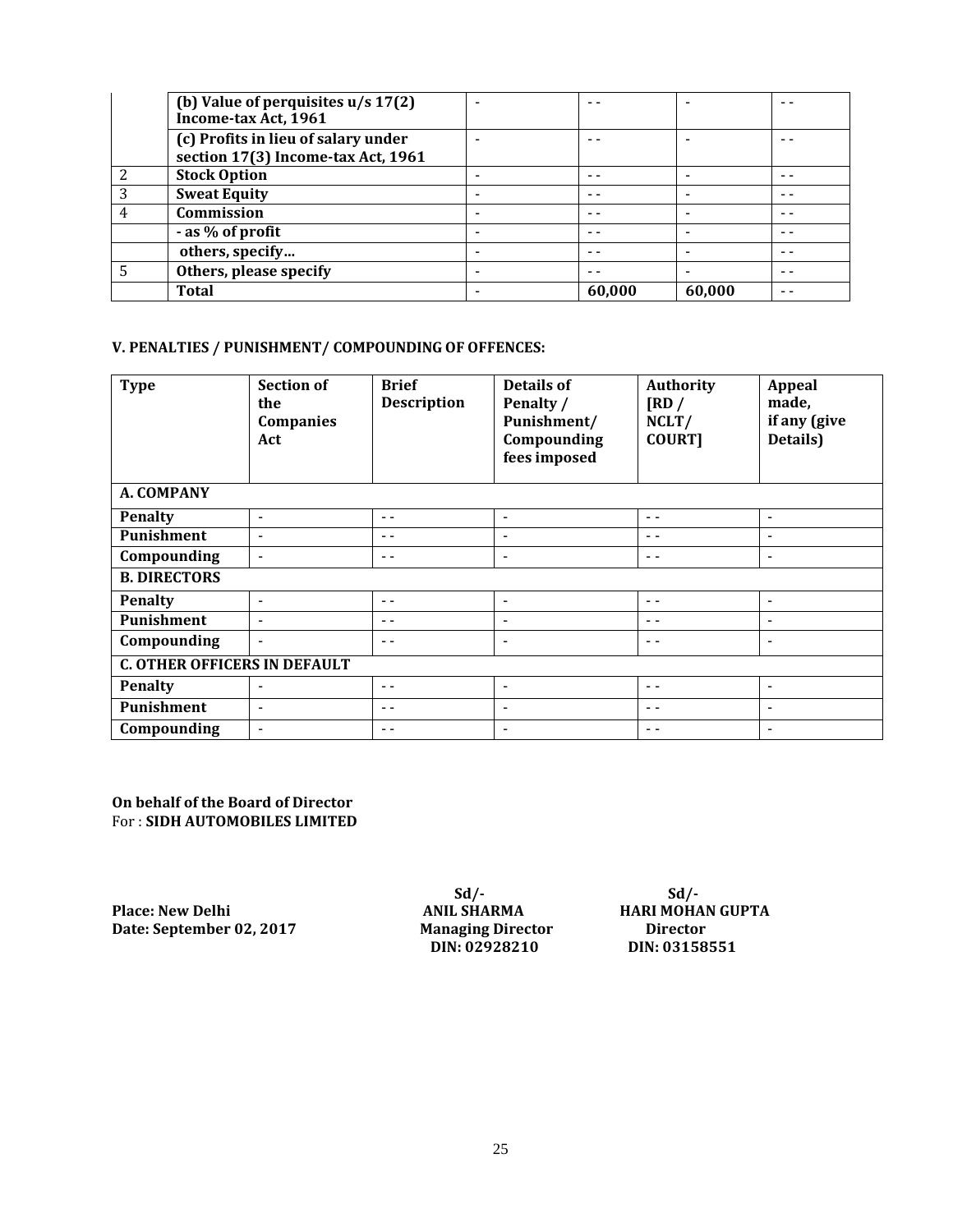| | (b) Value of perquisites u/s 17(2) Income-tax Act, 1961 | - | - - | - | - - |
|---|---|---|---|---|---|
| | (c) Profits in lieu of salary under section 17(3) Income-tax Act, 1961 | - | - - | - | - - |
| 2 | **Stock Option** | - | - - | - | - - |
| 3 | **Sweat Equity** | - | - - | - | - - |
| 4 | **Commission** | - | - - | - | - - |
| | **- as % of profit** | - | - - | - | - - |
| | **others, specify…** | - | - - | - | - - |
| 5 | **Others, please specify** | - | - - | - | - - |
| | **Total** | - | **60,000** | **60,000** | - - |

**V. PENALTIES / PUNISHMENT/ COMPOUNDING OF OFFENCES:**

| Type | Section of the Companies Act | Brief Description | Details of Penalty / Punishment/ Compounding fees imposed | Authority [RD / NCLT/ COURT] | Appeal made, if any (give Details) |
|---|---|---|---|---|---|
| **A. COMPANY** | | | | | |
| **Penalty** | - | - - | - | - - | - |
| **Punishment** | - | - - | - | - - | - |
| **Compounding** | - | - - | - | - - | - |
| **B. DIRECTORS** | | | | | |
| **Penalty** | - | - - | - | - - | - |
| **Punishment** | - | - - | - | - - | - |
| **Compounding** | - | - - | - | - - | - |
| **C. OTHER OFFICERS IN DEFAULT** | | | | | |
| **Penalty** | - | - - | - | - - | - |
| **Punishment** | - | - - | - | - - | - |
| **Compounding** | - | - - | - | - - | - |

**On behalf of the Board of Director**
For : **SIDH AUTOMOBILES LIMITED**

**Place: New Delhi**
**Date: September 02, 2017**

**Sd/-**
**ANIL SHARMA**
**Managing Director**
**DIN: 02928210**

**Sd/-**
**HARI MOHAN GUPTA**
**Director**
**DIN: 03158551**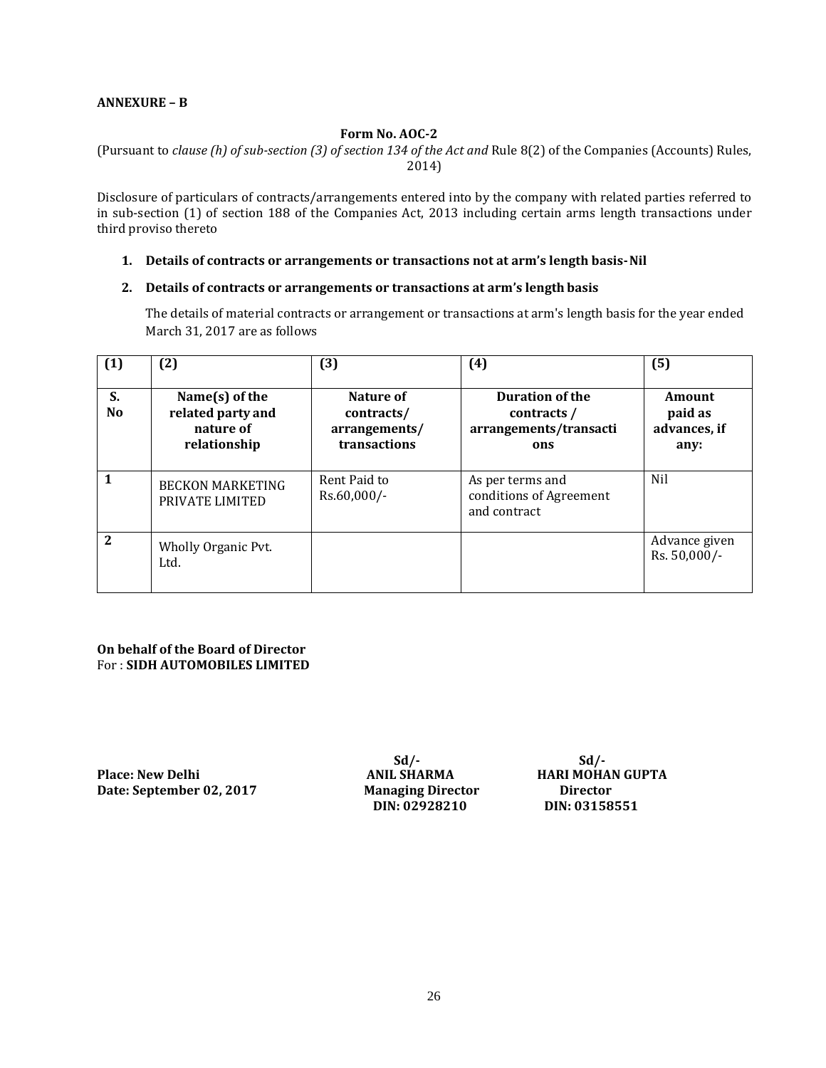**ANNEXURE – B**

**Form No. AOC-2**

(Pursuant to *clause (h) of sub-section (3) of section 134 of the Act and* Rule 8(2) of the Companies (Accounts) Rules, 2014)

Disclosure of particulars of contracts/arrangements entered into by the company with related parties referred to in sub-section (1) of section 188 of the Companies Act, 2013 including certain arms length transactions under third proviso thereto

1. **Details of contracts or arrangements or transactions not at arm's length basis- Nil**

2. **Details of contracts or arrangements or transactions at arm's length basis**

   The details of material contracts or arrangement or transactions at arm's length basis for the year ended March 31, 2017 are as follows

| (1) | (2) | (3) | (4) | (5) |
|---|---|---|---|---|
| **S. No** | **Name(s) of the related party and nature of relationship** | **Nature of contracts/ arrangements/ transactions** | **Duration of the contracts / arrangements/transactions** | **Amount paid as advances, if any:** |
| **1** | BECKON MARKETING PRIVATE LIMITED | Rent Paid to Rs.60,000/- | As per terms and conditions of Agreement and contract | Nil |
| **2** | Wholly Organic Pvt. Ltd. | | | Advance given Rs. 50,000/- |

**On behalf of the Board of Director**
For : **SIDH AUTOMOBILES LIMITED**

| | Sd/- | Sd/- |
|---|---|---|
| **Place: New Delhi** | **ANIL SHARMA** | **HARI MOHAN GUPTA** |
| **Date: September 02, 2017** | **Managing Director** | **Director** |
| | **DIN: 02928210** | **DIN: 03158551** |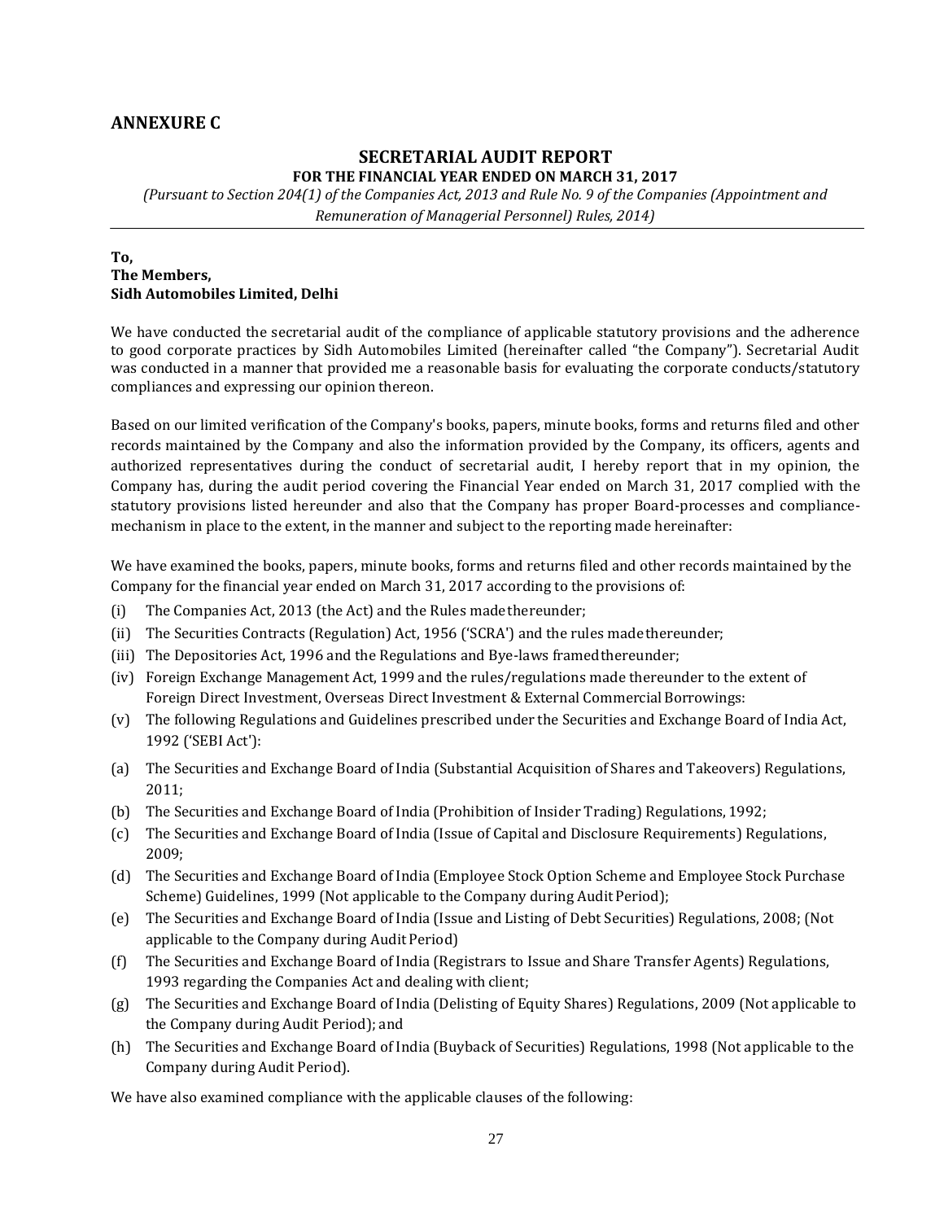## ANNEXURE C

### SECRETARIAL AUDIT REPORT

**FOR THE FINANCIAL YEAR ENDED ON MARCH 31, 2017**

*(Pursuant to Section 204(1) of the Companies Act, 2013 and Rule No. 9 of the Companies (Appointment and Remuneration of Managerial Personnel) Rules, 2014)*

---

**To,**
**The Members,**
**Sidh Automobiles Limited, Delhi**

We have conducted the secretarial audit of the compliance of applicable statutory provisions and the adherence to good corporate practices by Sidh Automobiles Limited (hereinafter called "the Company"). Secretarial Audit was conducted in a manner that provided me a reasonable basis for evaluating the corporate conducts/statutory compliances and expressing our opinion thereon.

Based on our limited verification of the Company's books, papers, minute books, forms and returns filed and other records maintained by the Company and also the information provided by the Company, its officers, agents and authorized representatives during the conduct of secretarial audit, I hereby report that in my opinion, the Company has, during the audit period covering the Financial Year ended on March 31, 2017 complied with the statutory provisions listed hereunder and also that the Company has proper Board-processes and compliance-mechanism in place to the extent, in the manner and subject to the reporting made hereinafter:

We have examined the books, papers, minute books, forms and returns filed and other records maintained by the Company for the financial year ended on March 31, 2017 according to the provisions of:

(i) The Companies Act, 2013 (the Act) and the Rules made thereunder;

(ii) The Securities Contracts (Regulation) Act, 1956 ('SCRA') and the rules made thereunder;

(iii) The Depositories Act, 1996 and the Regulations and Bye-laws framed thereunder;

(iv) Foreign Exchange Management Act, 1999 and the rules/regulations made thereunder to the extent of Foreign Direct Investment, Overseas Direct Investment & External Commercial Borrowings:

(v) The following Regulations and Guidelines prescribed under the Securities and Exchange Board of India Act, 1992 ('SEBI Act'):

(a) The Securities and Exchange Board of India (Substantial Acquisition of Shares and Takeovers) Regulations, 2011;

(b) The Securities and Exchange Board of India (Prohibition of Insider Trading) Regulations, 1992;

(c) The Securities and Exchange Board of India (Issue of Capital and Disclosure Requirements) Regulations, 2009;

(d) The Securities and Exchange Board of India (Employee Stock Option Scheme and Employee Stock Purchase Scheme) Guidelines, 1999 (Not applicable to the Company during Audit Period);

(e) The Securities and Exchange Board of India (Issue and Listing of Debt Securities) Regulations, 2008; (Not applicable to the Company during Audit Period)

(f) The Securities and Exchange Board of India (Registrars to Issue and Share Transfer Agents) Regulations, 1993 regarding the Companies Act and dealing with client;

(g) The Securities and Exchange Board of India (Delisting of Equity Shares) Regulations, 2009 (Not applicable to the Company during Audit Period); and

(h) The Securities and Exchange Board of India (Buyback of Securities) Regulations, 1998 (Not applicable to the Company during Audit Period).

We have also examined compliance with the applicable clauses of the following: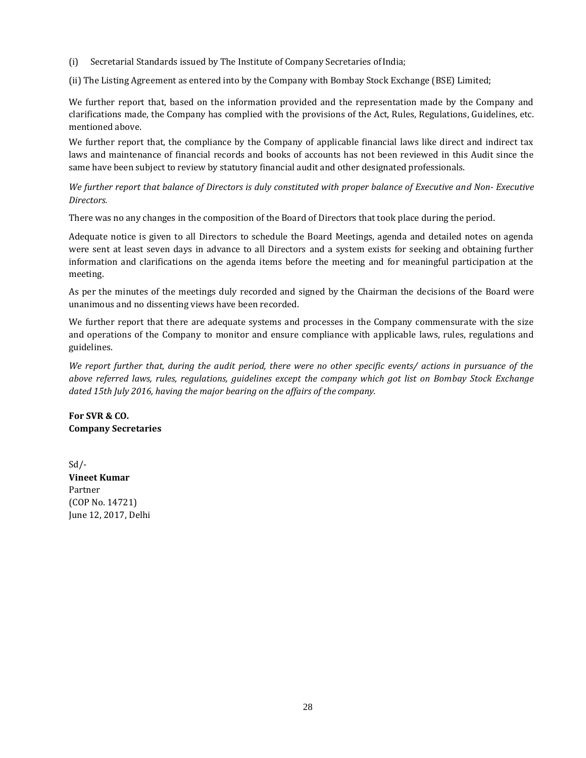(i) Secretarial Standards issued by The Institute of Company Secretaries of India;

(ii) The Listing Agreement as entered into by the Company with Bombay Stock Exchange (BSE) Limited;

We further report that, based on the information provided and the representation made by the Company and clarifications made, the Company has complied with the provisions of the Act, Rules, Regulations, Guidelines, etc. mentioned above.

We further report that, the compliance by the Company of applicable financial laws like direct and indirect tax laws and maintenance of financial records and books of accounts has not been reviewed in this Audit since the same have been subject to review by statutory financial audit and other designated professionals.

*We further report that balance of Directors is duly constituted with proper balance of Executive and Non- Executive Directors.*

There was no any changes in the composition of the Board of Directors that took place during the period.

Adequate notice is given to all Directors to schedule the Board Meetings, agenda and detailed notes on agenda were sent at least seven days in advance to all Directors and a system exists for seeking and obtaining further information and clarifications on the agenda items before the meeting and for meaningful participation at the meeting.

As per the minutes of the meetings duly recorded and signed by the Chairman the decisions of the Board were unanimous and no dissenting views have been recorded.

We further report that there are adequate systems and processes in the Company commensurate with the size and operations of the Company to monitor and ensure compliance with applicable laws, rules, regulations and guidelines.

*We report further that, during the audit period, there were no other specific events/ actions in pursuance of the above referred laws, rules, regulations, guidelines except the company which got list on Bombay Stock Exchange dated 15th July 2016, having the major bearing on the affairs of the company.*

**For SVR & CO.**
**Company Secretaries**

Sd/-
**Vineet Kumar**
Partner
(COP No. 14721)
June 12, 2017, Delhi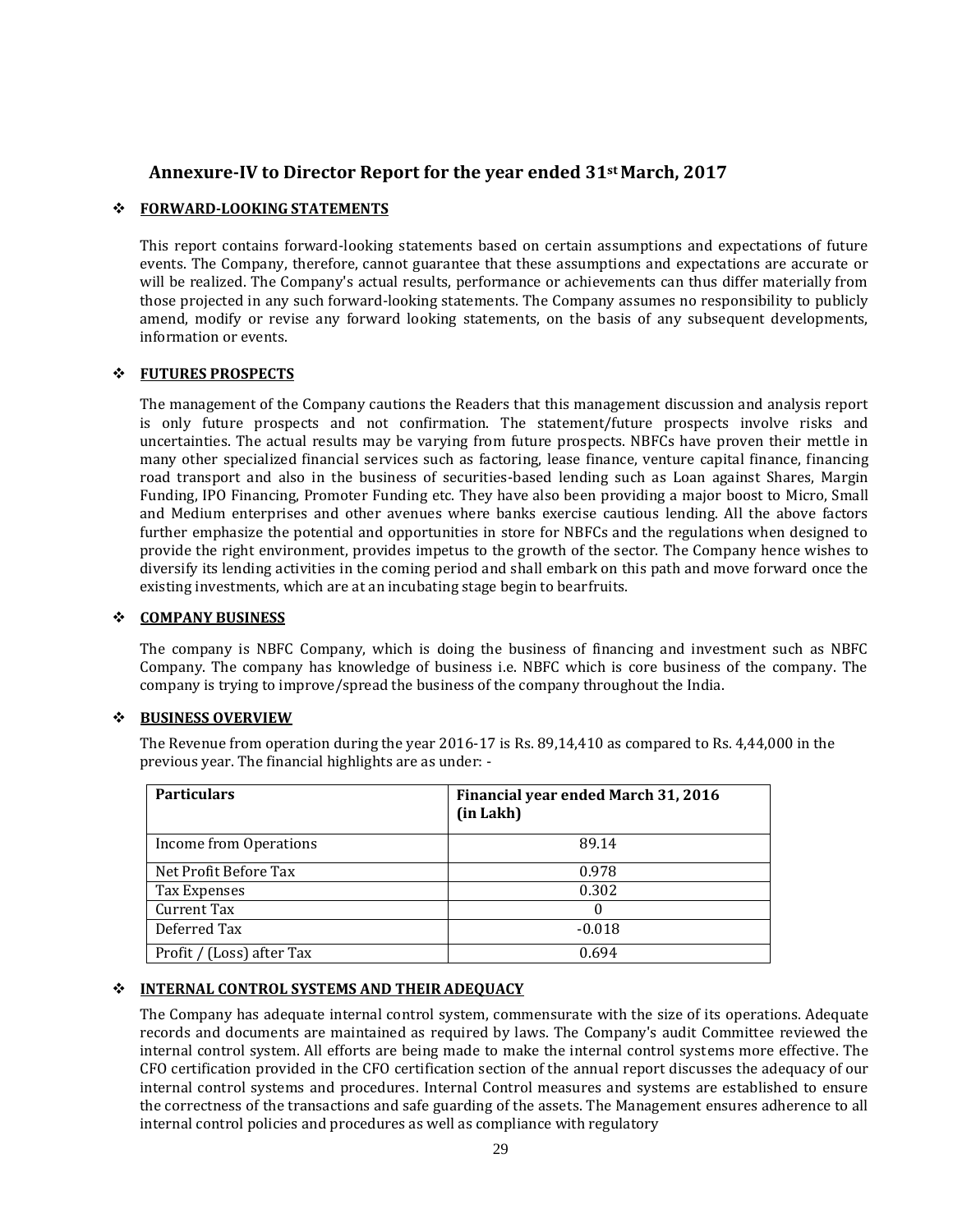## Annexure-IV to Director Report for the year ended 31st March, 2017

❖ **FORWARD-LOOKING STATEMENTS**

This report contains forward-looking statements based on certain assumptions and expectations of future events. The Company, therefore, cannot guarantee that these assumptions and expectations are accurate or will be realized. The Company's actual results, performance or achievements can thus differ materially from those projected in any such forward-looking statements. The Company assumes no responsibility to publicly amend, modify or revise any forward looking statements, on the basis of any subsequent developments, information or events.

❖ **FUTURES PROSPECTS**

The management of the Company cautions the Readers that this management discussion and analysis report is only future prospects and not confirmation. The statement/future prospects involve risks and uncertainties. The actual results may be varying from future prospects. NBFCs have proven their mettle in many other specialized financial services such as factoring, lease finance, venture capital finance, financing road transport and also in the business of securities-based lending such as Loan against Shares, Margin Funding, IPO Financing, Promoter Funding etc. They have also been providing a major boost to Micro, Small and Medium enterprises and other avenues where banks exercise cautious lending. All the above factors further emphasize the potential and opportunities in store for NBFCs and the regulations when designed to provide the right environment, provides impetus to the growth of the sector. The Company hence wishes to diversify its lending activities in the coming period and shall embark on this path and move forward once the existing investments, which are at an incubating stage begin to bearfruits.

❖ **COMPANY BUSINESS**

The company is NBFC Company, which is doing the business of financing and investment such as NBFC Company. The company has knowledge of business i.e. NBFC which is core business of the company. The company is trying to improve/spread the business of the company throughout the India.

❖ **BUSINESS OVERVIEW**

The Revenue from operation during the year 2016-17 is Rs. 89,14,410 as compared to Rs. 4,44,000 in the previous year. The financial highlights are as under: -

| Particulars | Financial year ended March 31, 2016 (in Lakh) |
|---|---|
| Income from Operations | 89.14 |
| Net Profit Before Tax | 0.978 |
| Tax Expenses | 0.302 |
| Current Tax | 0 |
| Deferred Tax | -0.018 |
| Profit / (Loss) after Tax | 0.694 |

❖ **INTERNAL CONTROL SYSTEMS AND THEIR ADEQUACY**

The Company has adequate internal control system, commensurate with the size of its operations. Adequate records and documents are maintained as required by laws. The Company's audit Committee reviewed the internal control system. All efforts are being made to make the internal control systems more effective. The CFO certification provided in the CFO certification section of the annual report discusses the adequacy of our internal control systems and procedures. Internal Control measures and systems are established to ensure the correctness of the transactions and safe guarding of the assets. The Management ensures adherence to all internal control policies and procedures as well as compliance with regulatory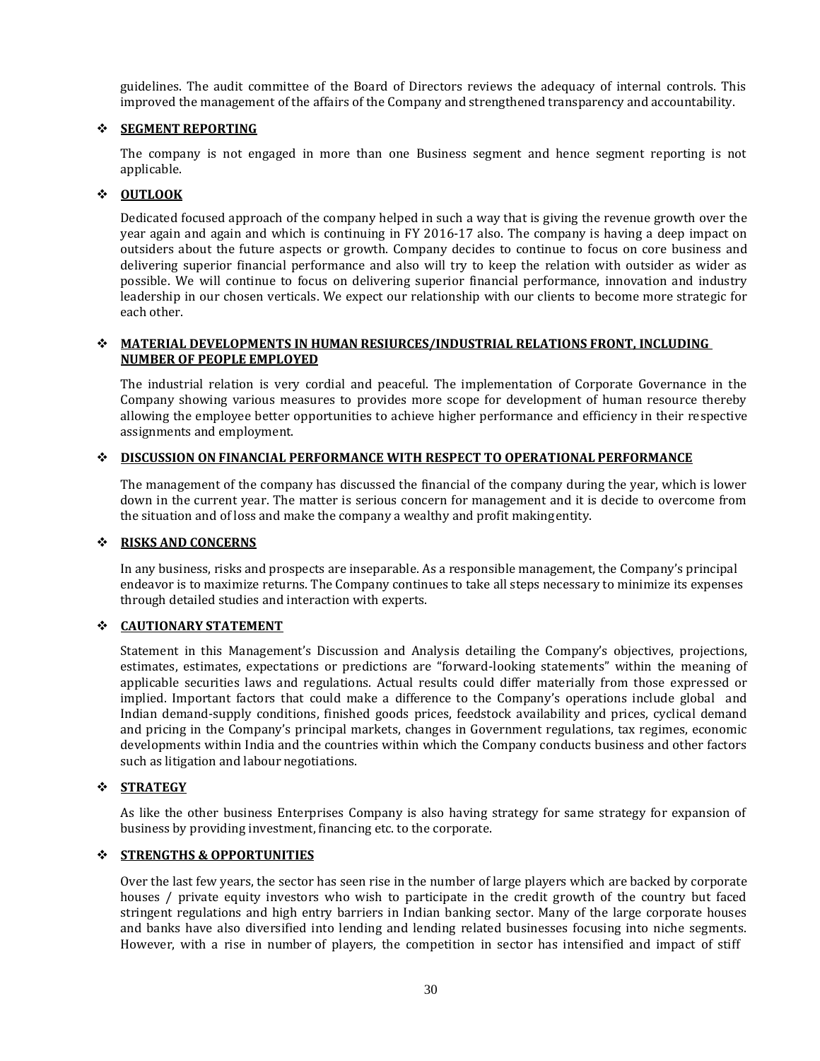guidelines. The audit committee of the Board of Directors reviews the adequacy of internal controls. This improved the management of the affairs of the Company and strengthened transparency and accountability.

## ❖ SEGMENT REPORTING

The company is not engaged in more than one Business segment and hence segment reporting is not applicable.

## ❖ OUTLOOK

Dedicated focused approach of the company helped in such a way that is giving the revenue growth over the year again and again and which is continuing in FY 2016-17 also. The company is having a deep impact on outsiders about the future aspects or growth. Company decides to continue to focus on core business and delivering superior financial performance and also will try to keep the relation with outsider as wider as possible. We will continue to focus on delivering superior financial performance, innovation and industry leadership in our chosen verticals. We expect our relationship with our clients to become more strategic for each other.

## ❖ MATERIAL DEVELOPMENTS IN HUMAN RESIURCES/INDUSTRIAL RELATIONS FRONT, INCLUDING NUMBER OF PEOPLE EMPLOYED

The industrial relation is very cordial and peaceful. The implementation of Corporate Governance in the Company showing various measures to provides more scope for development of human resource thereby allowing the employee better opportunities to achieve higher performance and efficiency in their respective assignments and employment.

## ❖ DISCUSSION ON FINANCIAL PERFORMANCE WITH RESPECT TO OPERATIONAL PERFORMANCE

The management of the company has discussed the financial of the company during the year, which is lower down in the current year. The matter is serious concern for management and it is decide to overcome from the situation and of loss and make the company a wealthy and profit makingentity.

## ❖ RISKS AND CONCERNS

In any business, risks and prospects are inseparable. As a responsible management, the Company's principal endeavor is to maximize returns. The Company continues to take all steps necessary to minimize its expenses through detailed studies and interaction with experts.

## ❖ CAUTIONARY STATEMENT

Statement in this Management's Discussion and Analysis detailing the Company's objectives, projections, estimates, estimates, expectations or predictions are "forward-looking statements" within the meaning of applicable securities laws and regulations. Actual results could differ materially from those expressed or implied. Important factors that could make a difference to the Company's operations include global and Indian demand-supply conditions, finished goods prices, feedstock availability and prices, cyclical demand and pricing in the Company's principal markets, changes in Government regulations, tax regimes, economic developments within India and the countries within which the Company conducts business and other factors such as litigation and labour negotiations.

## ❖ STRATEGY

As like the other business Enterprises Company is also having strategy for same strategy for expansion of business by providing investment, financing etc. to the corporate.

## ❖ STRENGTHS & OPPORTUNITIES

Over the last few years, the sector has seen rise in the number of large players which are backed by corporate houses / private equity investors who wish to participate in the credit growth of the country but faced stringent regulations and high entry barriers in Indian banking sector. Many of the large corporate houses and banks have also diversified into lending and lending related businesses focusing into niche segments. However, with a rise in number of players, the competition in sector has intensified and impact of stiff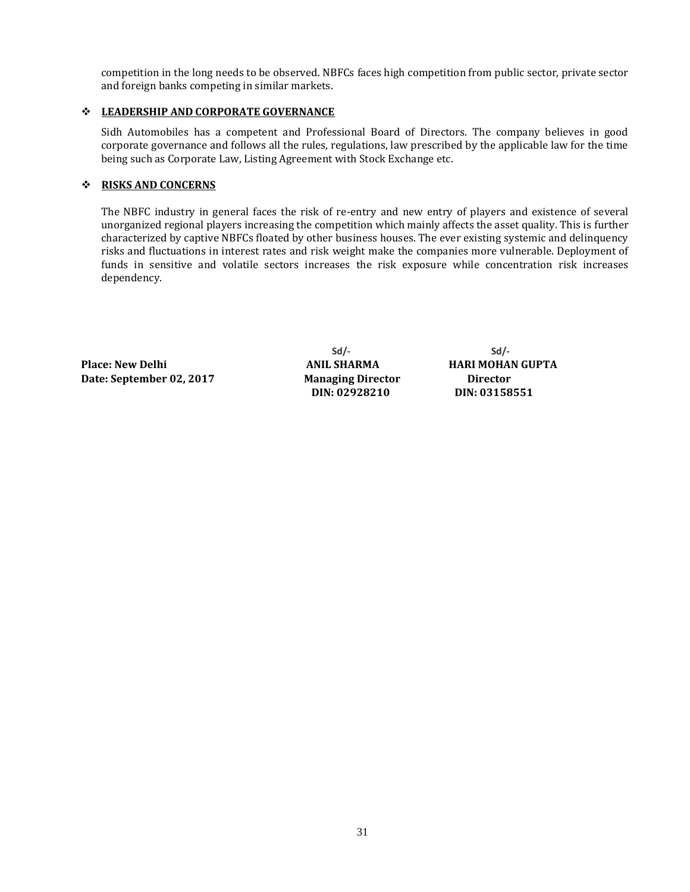competition in the long needs to be observed. NBFCs faces high competition from public sector, private sector and foreign banks competing in similar markets.

- **LEADERSHIP AND CORPORATE GOVERNANCE**

  Sidh Automobiles has a competent and Professional Board of Directors. The company believes in good corporate governance and follows all the rules, regulations, law prescribed by the applicable law for the time being such as Corporate Law, Listing Agreement with Stock Exchange etc.

- **RISKS AND CONCERNS**

  The NBFC industry in general faces the risk of re-entry and new entry of players and existence of several unorganized regional players increasing the competition which mainly affects the asset quality. This is further characterized by captive NBFCs floated by other business houses. The ever existing systemic and delinquency risks and fluctuations in interest rates and risk weight make the companies more vulnerable. Deployment of funds in sensitive and volatile sectors increases the risk exposure while concentration risk increases dependency.

| | Sd/- | Sd/- |
|---|---|---|
| **Place: New Delhi** | **ANIL SHARMA** | **HARI MOHAN GUPTA** |
| **Date: September 02, 2017** | **Managing Director** | **Director** |
| | **DIN: 02928210** | **DIN: 03158551** |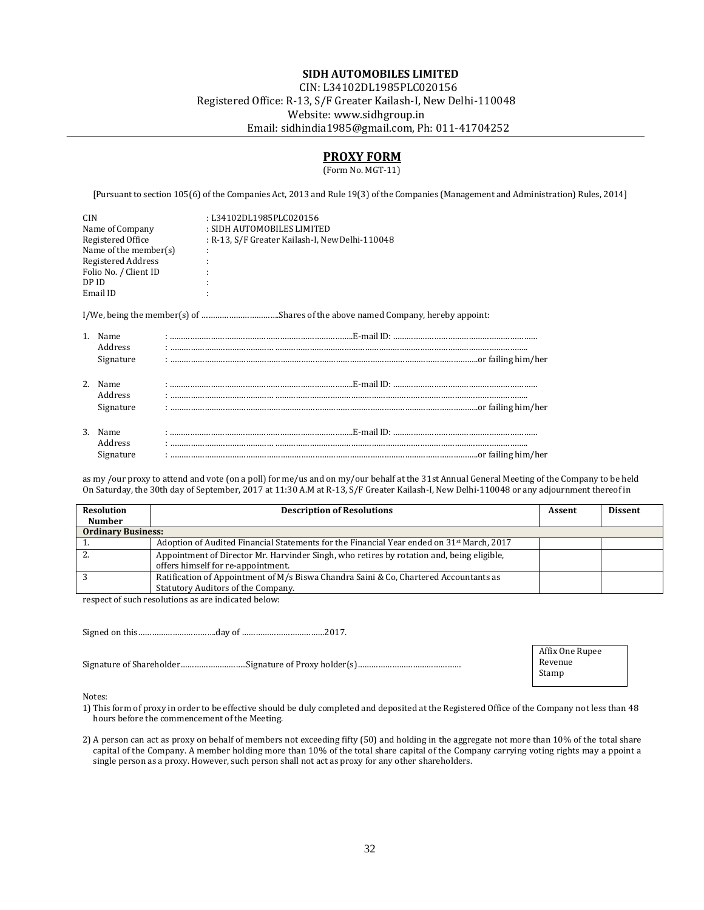**SIDH AUTOMOBILES LIMITED**

CIN: L34102DL1985PLC020156

Registered Office: R-13, S/F Greater Kailash-I, New Delhi-110048

Website: www.sidhgroup.in

Email: sidhindia1985@gmail.com, Ph: 011-41704252

## PROXY FORM

(Form No. MGT-11)

[Pursuant to section 105(6) of the Companies Act, 2013 and Rule 19(3) of the Companies (Management and Administration) Rules, 2014]

CIN : L34102DL1985PLC020156
Name of Company : SIDH AUTOMOBILES LIMITED
Registered Office : R-13, S/F Greater Kailash-I, New Delhi-110048
Name of the member(s) :
Registered Address :
Folio No. / Client ID :
DP ID :
Email ID :

I/We, being the member(s) of ……………………………Shares of the above named Company, hereby appoint:

1. Name : ……………………………………………………………………E-mail ID: ………………………………………………………
   Address : ………………………………………………………………………………………………………………………………………
   Signature : ………………………………………………………………………………………………………………or failing him/her

2. Name : ……………………………………………………………………E-mail ID: ………………………………………………………
   Address : ………………………………………………………………………………………………………………………………………
   Signature : ………………………………………………………………………………………………………………or failing him/her

3. Name : ……………………………………………………………………E-mail ID: ………………………………………………………
   Address : ………………………………………………………………………………………………………………………………………
   Signature : ………………………………………………………………………………………………………………or failing him/her

as my /our proxy to attend and vote (on a poll) for me/us and on my/our behalf at the 31st Annual General Meeting of the Company to be held On Saturday, the 30th day of September, 2017 at 11:30 A.M at R-13, S/F Greater Kailash-I, New Delhi-110048 or any adjournment thereof in

| Resolution Number | Description of Resolutions | Assent | Dissent |
|---|---|---|---|
| **Ordinary Business:** | | | |
| 1. | Adoption of Audited Financial Statements for the Financial Year ended on 31st March, 2017 | | |
| 2. | Appointment of Director Mr. Harvinder Singh, who retires by rotation and, being eligible, offers himself for re-appointment. | | |
| 3 | Ratification of Appointment of M/s Biswa Chandra Saini & Co, Chartered Accountants as Statutory Auditors of the Company. | | |

respect of such resolutions as are indicated below:

Signed on this……………………………day of ………………………………2017.

Signature of Shareholder……………………...Signature of Proxy holder(s)………………………………………

Affix One Rupee Revenue Stamp

Notes:

1) This form of proxy in order to be effective should be duly completed and deposited at the Registered Office of the Company not less than 48 hours before the commencement of the Meeting.

2) A person can act as proxy on behalf of members not exceeding fifty (50) and holding in the aggregate not more than 10% of the total share capital of the Company. A member holding more than 10% of the total share capital of the Company carrying voting rights may a ppoint a single person as a proxy. However, such person shall not act as proxy for any other shareholders.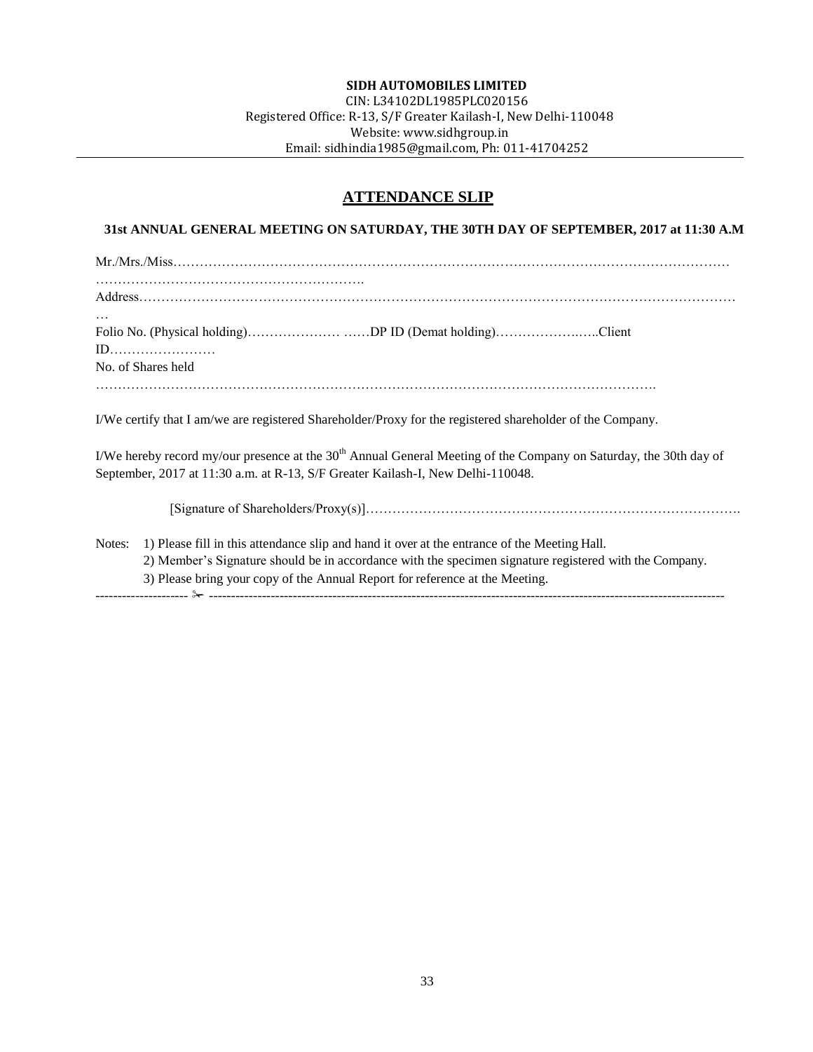**SIDH AUTOMOBILES LIMITED**
CIN: L34102DL1985PLC020156
Registered Office: R-13, S/F Greater Kailash-I, New Delhi-110048
Website: www.sidhgroup.in
Email: sidhindia1985@gmail.com, Ph: 011-41704252

## ATTENDANCE SLIP

**31st ANNUAL GENERAL MEETING ON SATURDAY, THE 30TH DAY OF SEPTEMBER, 2017 at 11:30 A.M**

Mr./Mrs./Miss…………………………………………………………………………………………………………………………………………………………………………….
Address………………………………………………………………………………………………………………………
…
Folio No. (Physical holding)………………… ……DP ID (Demat holding)…………………..…..Client ID……………………
No. of Shares held
…………………………………………………………………………………………………………….

I/We certify that I am/we are registered Shareholder/Proxy for the registered shareholder of the Company.

I/We hereby record my/our presence at the 30th Annual General Meeting of the Company on Saturday, the 30th day of September, 2017 at 11:30 a.m. at R-13, S/F Greater Kailash-I, New Delhi-110048.

[Signature of Shareholders/Proxy(s)]………………………………………………………………………….

Notes:
1) Please fill in this attendance slip and hand it over at the entrance of the Meeting Hall.
2) Member's Signature should be in accordance with the specimen signature registered with the Company.
3) Please bring your copy of the Annual Report for reference at the Meeting.

-------------------- ✂ --------------------------------------------------------------------------------------------------------------------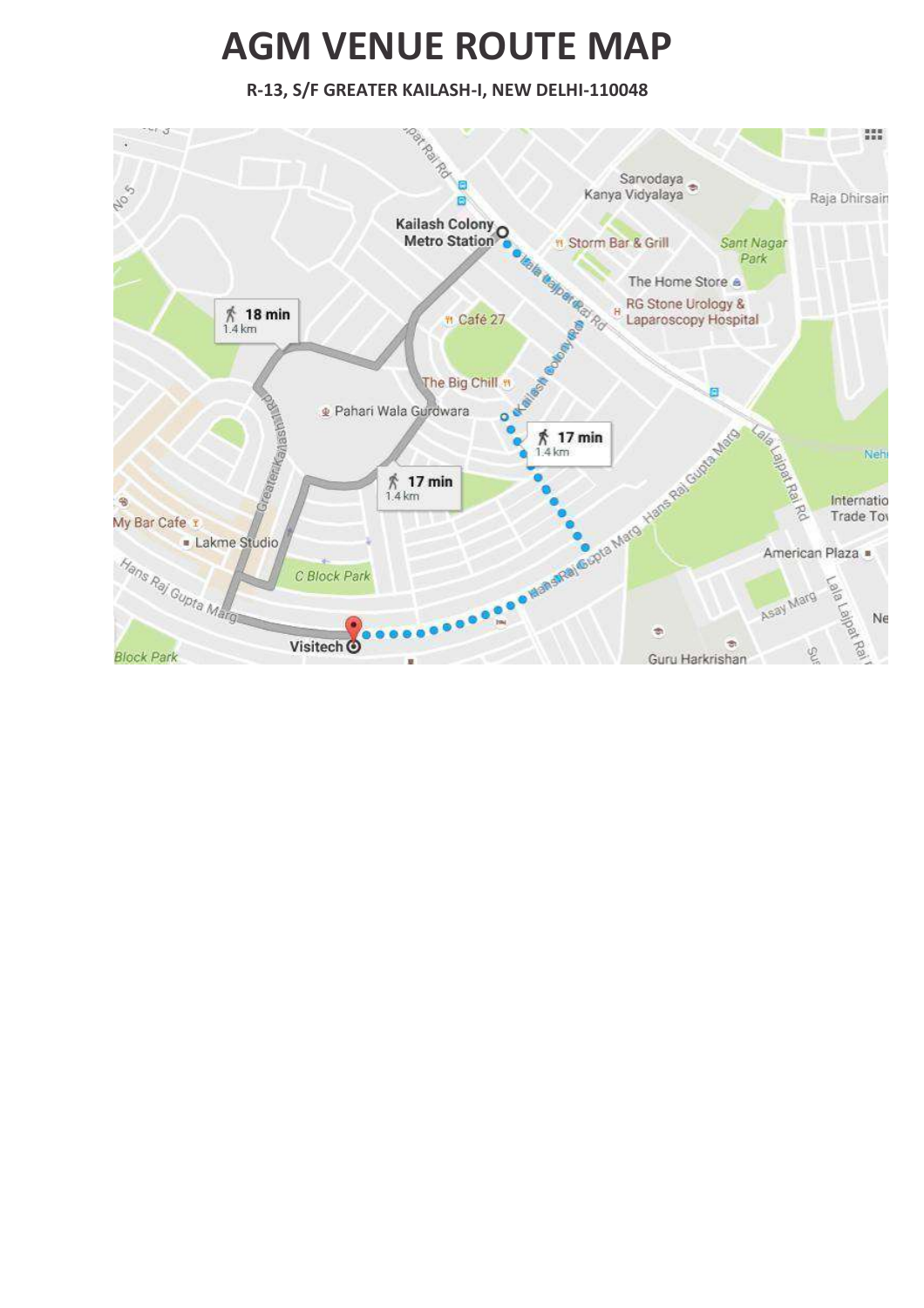# AGM VENUE ROUTE MAP

**R-13, S/F GREATER KAILASH-I, NEW DELHI-110048**

Kailash Colony Metro Station

Sarvodaya Kanya Vidyalaya

Raja Dhirsain

Storm Bar & Grill

Sant Nagar Park

The Home Store

RG Stone Urology & Laparoscopy Hospital

18 min
1.4 km

Café 27

The Big Chill

Pahari Wala Gurdwara

17 min
1.4 km

17 min
1.4 km

My Bar Cafe

Lakme Studio

C Block Park

Hans Raj Gupta Marg

Visitech

Block Park

Greater Kailash Rd

Lala Lajpat Rai Rd

Kailash Colony Rd

International Trade Tower

American Plaza

Asay Marg

Guru Harkrishan